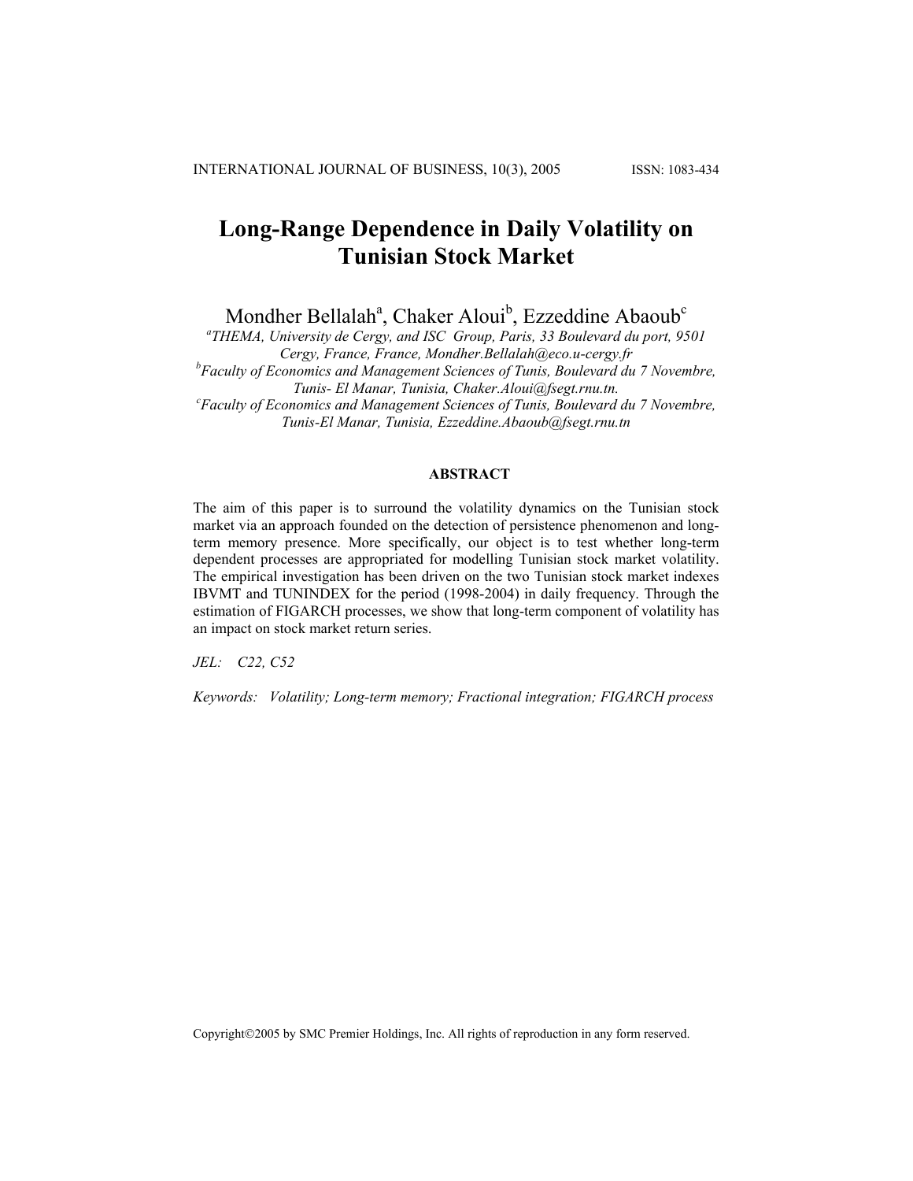# Long-Range Dependence in Daily Volatility on Tunisian Stock Market

Mondher Bellalah[a], Chaker Aloui[b], Ezzeddine Abaoub[c]

*[a]THEMA, University de Cergy, and ISC Group, Paris, 33 Boulevard du port, 9501 Cergy, France, France, Mondher.Bellalah@eco.u-cergy.fr*

*[b]Faculty of Economics and Management Sciences of Tunis, Boulevard du 7 Novembre, Tunis- El Manar, Tunisia, Chaker.Aloui@fsegt.rnu.tn.*

*[c]Faculty of Economics and Management Sciences of Tunis, Boulevard du 7 Novembre, Tunis-El Manar, Tunisia, Ezzeddine.Abaoub@fsegt.rnu.tn*

## ABSTRACT

The aim of this paper is to surround the volatility dynamics on the Tunisian stock market via an approach founded on the detection of persistence phenomenon and long-term memory presence. More specifically, our object is to test whether long-term dependent processes are appropriated for modelling Tunisian stock market volatility. The empirical investigation has been driven on the two Tunisian stock market indexes IBVMT and TUNINDEX for the period (1998-2004) in daily frequency. Through the estimation of FIGARCH processes, we show that long-term component of volatility has an impact on stock market return series.

*JEL:* *C22, C52*

*Keywords:* *Volatility; Long-term memory; Fractional integration; FIGARCH process*

Copyright©2005 by SMC Premier Holdings, Inc. All rights of reproduction in any form reserved.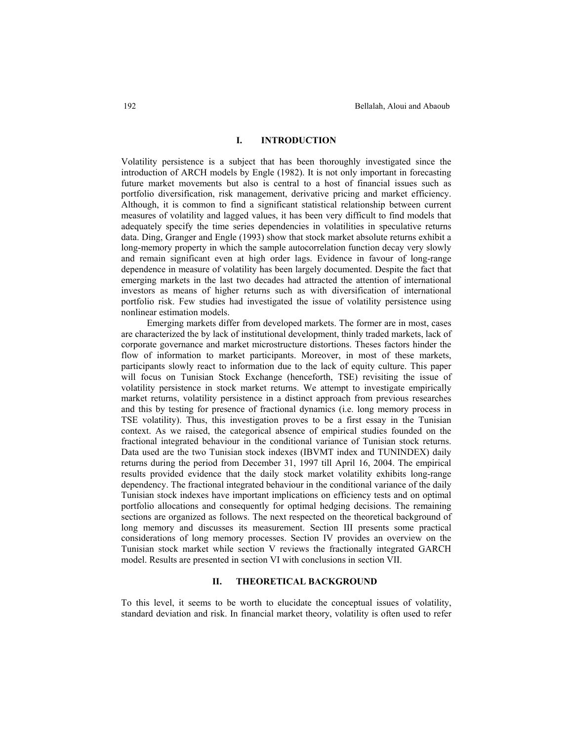## I. INTRODUCTION

Volatility persistence is a subject that has been thoroughly investigated since the introduction of ARCH models by Engle (1982). It is not only important in forecasting future market movements but also is central to a host of financial issues such as portfolio diversification, risk management, derivative pricing and market efficiency. Although, it is common to find a significant statistical relationship between current measures of volatility and lagged values, it has been very difficult to find models that adequately specify the time series dependencies in volatilities in speculative returns data. Ding, Granger and Engle (1993) show that stock market absolute returns exhibit a long-memory property in which the sample autocorrelation function decay very slowly and remain significant even at high order lags. Evidence in favour of long-range dependence in measure of volatility has been largely documented. Despite the fact that emerging markets in the last two decades had attracted the attention of international investors as means of higher returns such as with diversification of international portfolio risk. Few studies had investigated the issue of volatility persistence using nonlinear estimation models.

Emerging markets differ from developed markets. The former are in most, cases are characterized the by lack of institutional development, thinly traded markets, lack of corporate governance and market microstructure distortions. Theses factors hinder the flow of information to market participants. Moreover, in most of these markets, participants slowly react to information due to the lack of equity culture. This paper will focus on Tunisian Stock Exchange (henceforth, TSE) revisiting the issue of volatility persistence in stock market returns. We attempt to investigate empirically market returns, volatility persistence in a distinct approach from previous researches and this by testing for presence of fractional dynamics (i.e. long memory process in TSE volatility). Thus, this investigation proves to be a first essay in the Tunisian context. As we raised, the categorical absence of empirical studies founded on the fractional integrated behaviour in the conditional variance of Tunisian stock returns. Data used are the two Tunisian stock indexes (IBVMT index and TUNINDEX) daily returns during the period from December 31, 1997 till April 16, 2004. The empirical results provided evidence that the daily stock market volatility exhibits long-range dependency. The fractional integrated behaviour in the conditional variance of the daily Tunisian stock indexes have important implications on efficiency tests and on optimal portfolio allocations and consequently for optimal hedging decisions. The remaining sections are organized as follows. The next respected on the theoretical background of long memory and discusses its measurement. Section III presents some practical considerations of long memory processes. Section IV provides an overview on the Tunisian stock market while section V reviews the fractionally integrated GARCH model. Results are presented in section VI with conclusions in section VII.

## II. THEORETICAL BACKGROUND

To this level, it seems to be worth to elucidate the conceptual issues of volatility, standard deviation and risk. In financial market theory, volatility is often used to refer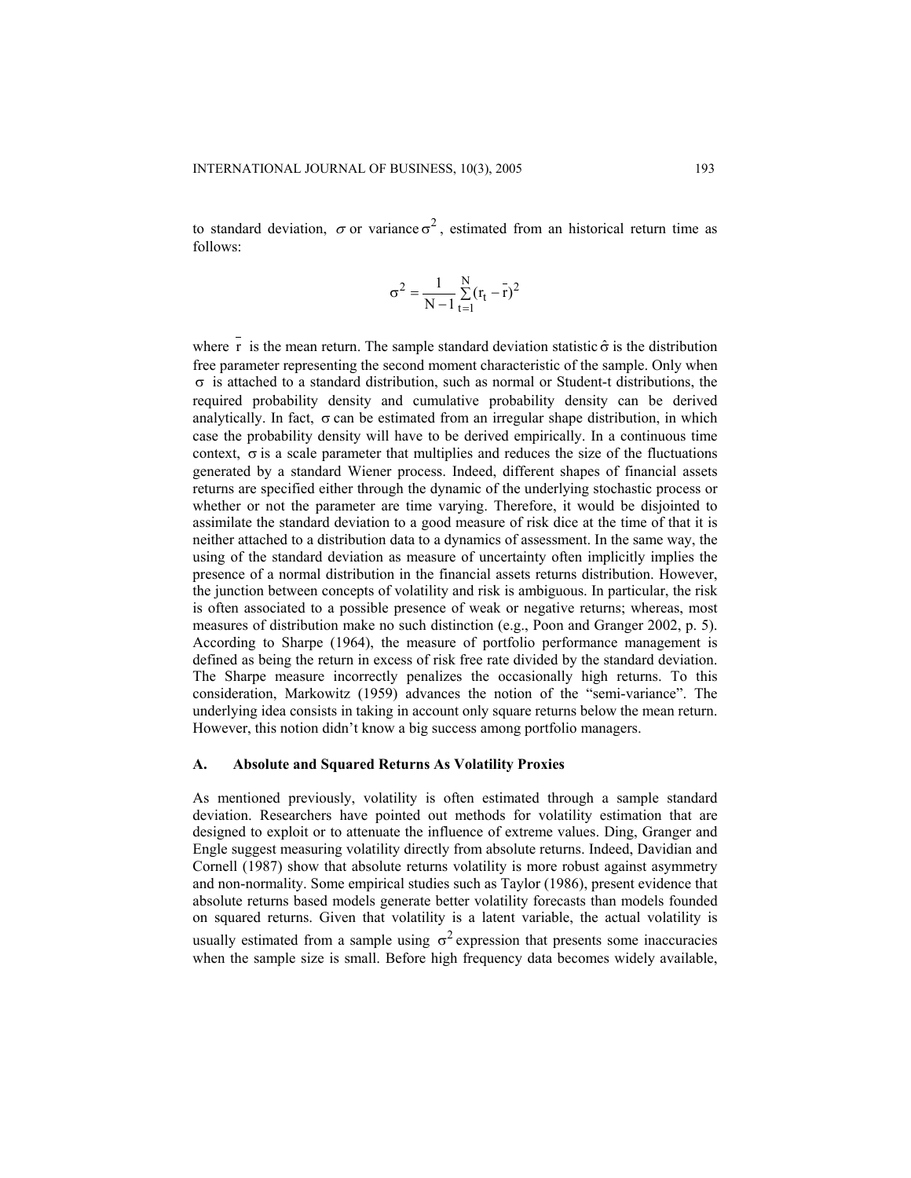to standard deviation, $\sigma$ or variance $\sigma^2$, estimated from an historical return time as follows:

$$\sigma^2 = \frac{1}{N-1}\sum_{t=1}^{N}(r_t - \bar{r})^2$$

where $\bar{r}$ is the mean return. The sample standard deviation statistic $\hat{\sigma}$ is the distribution free parameter representing the second moment characteristic of the sample. Only when $\sigma$ is attached to a standard distribution, such as normal or Student-t distributions, the required probability density and cumulative probability density can be derived analytically. In fact, $\sigma$ can be estimated from an irregular shape distribution, in which case the probability density will have to be derived empirically. In a continuous time context, $\sigma$ is a scale parameter that multiplies and reduces the size of the fluctuations generated by a standard Wiener process. Indeed, different shapes of financial assets returns are specified either through the dynamic of the underlying stochastic process or whether or not the parameter are time varying. Therefore, it would be disjointed to assimilate the standard deviation to a good measure of risk dice at the time of that it is neither attached to a distribution data to a dynamics of assessment. In the same way, the using of the standard deviation as measure of uncertainty often implicitly implies the presence of a normal distribution in the financial assets returns distribution. However, the junction between concepts of volatility and risk is ambiguous. In particular, the risk is often associated to a possible presence of weak or negative returns; whereas, most measures of distribution make no such distinction (e.g., Poon and Granger 2002, p. 5). According to Sharpe (1964), the measure of portfolio performance management is defined as being the return in excess of risk free rate divided by the standard deviation. The Sharpe measure incorrectly penalizes the occasionally high returns. To this consideration, Markowitz (1959) advances the notion of the "semi-variance". The underlying idea consists in taking in account only square returns below the mean return. However, this notion didn't know a big success among portfolio managers.

### A. Absolute and Squared Returns As Volatility Proxies

As mentioned previously, volatility is often estimated through a sample standard deviation. Researchers have pointed out methods for volatility estimation that are designed to exploit or to attenuate the influence of extreme values. Ding, Granger and Engle suggest measuring volatility directly from absolute returns. Indeed, Davidian and Cornell (1987) show that absolute returns volatility is more robust against asymmetry and non-normality. Some empirical studies such as Taylor (1986), present evidence that absolute returns based models generate better volatility forecasts than models founded on squared returns. Given that volatility is a latent variable, the actual volatility is usually estimated from a sample using $\sigma^2$ expression that presents some inaccuracies when the sample size is small. Before high frequency data becomes widely available,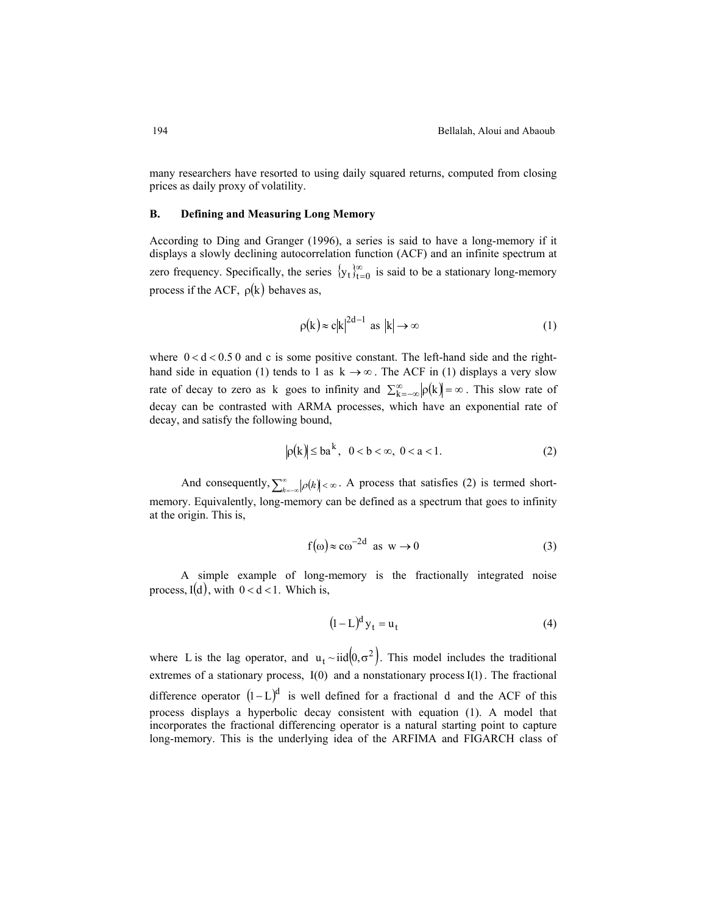many researchers have resorted to using daily squared returns, computed from closing prices as daily proxy of volatility.

### B. Defining and Measuring Long Memory

According to Ding and Granger (1996), a series is said to have a long-memory if it displays a slowly declining autocorrelation function (ACF) and an infinite spectrum at zero frequency. Specifically, the series $\{y_t\}_{t=0}^{\infty}$ is said to be a stationary long-memory process if the ACF, $\rho(k)$ behaves as,

$$\rho(k) \approx c|k|^{2d-1} \text{ as } |k| \to \infty \tag{1}$$

where $0 < d < 0.5\,0$ and c is some positive constant. The left-hand side and the right-hand side in equation (1) tends to 1 as $k \to \infty$. The ACF in (1) displays a very slow rate of decay to zero as $k$ goes to infinity and $\sum_{k=-\infty}^{\infty} |\rho(k)| = \infty$. This slow rate of decay can be contrasted with ARMA processes, which have an exponential rate of decay, and satisfy the following bound,

$$|\rho(k)| \leq ba^k, \quad 0 < b < \infty, \; 0 < a < 1. \tag{2}$$

And consequently, $\sum_{k=-\infty}^{\infty} |\rho(k)| < \infty$. A process that satisfies (2) is termed short-memory. Equivalently, long-memory can be defined as a spectrum that goes to infinity at the origin. This is,

$$f(\omega) \approx c\omega^{-2d} \text{ as } w \to 0 \tag{3}$$

A simple example of long-memory is the fractionally integrated noise process, $I(d)$, with $0 < d < 1$. Which is,

$$(1 - L)^d y_t = u_t \tag{4}$$

where $L$ is the lag operator, and $u_t \sim iid(0, \sigma^2)$. This model includes the traditional extremes of a stationary process, $I(0)$ and a nonstationary process $I(1)$. The fractional difference operator $(1 - L)^d$ is well defined for a fractional $d$ and the ACF of this process displays a hyperbolic decay consistent with equation (1). A model that incorporates the fractional differencing operator is a natural starting point to capture long-memory. This is the underlying idea of the ARFIMA and FIGARCH class of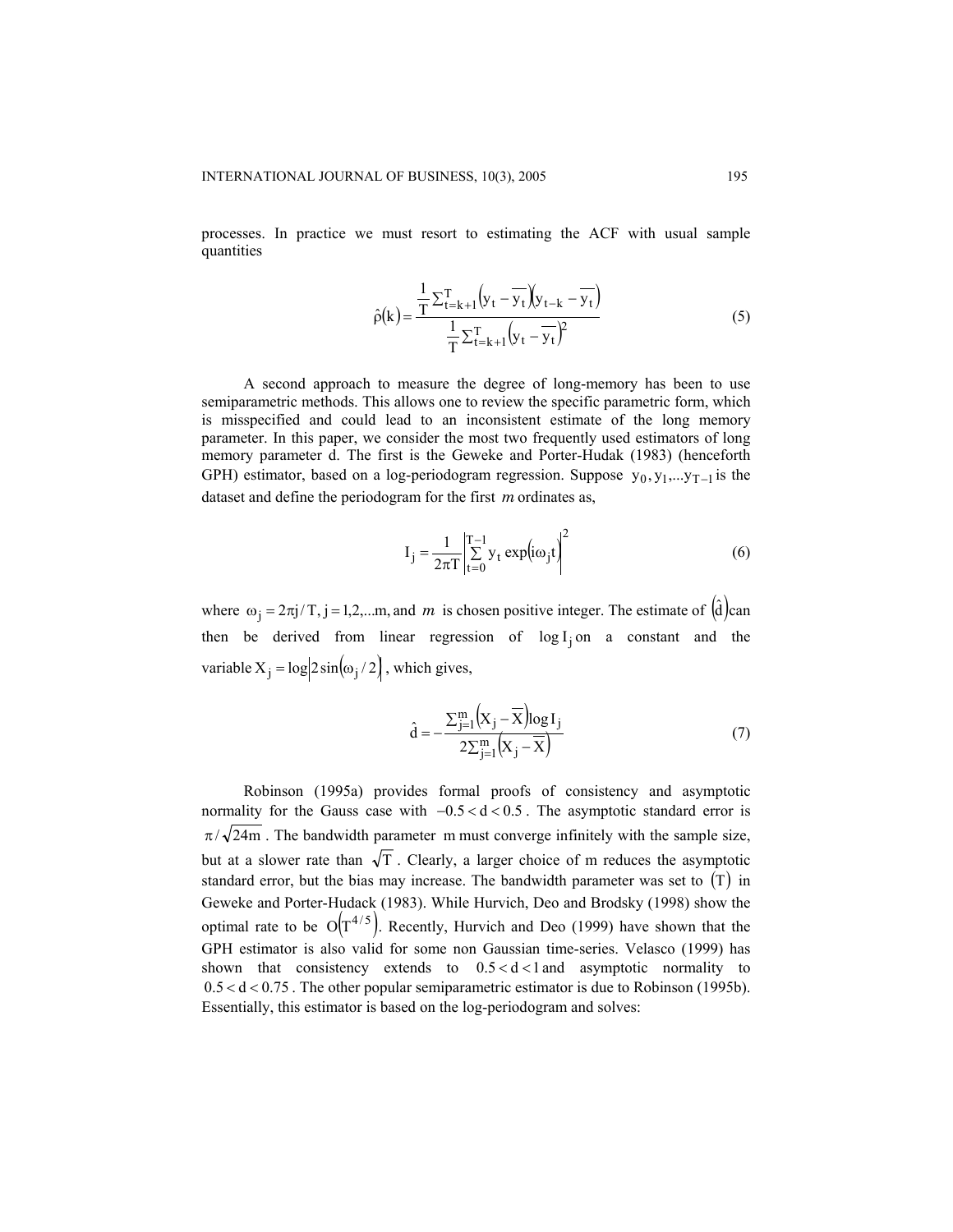processes. In practice we must resort to estimating the ACF with usual sample quantities

$$\hat{\rho}(k) = \frac{\frac{1}{T}\sum_{t=k+1}^{T}\left(y_t - \overline{y_t}\right)\left(y_{t-k} - \overline{y_t}\right)}{\frac{1}{T}\sum_{t=k+1}^{T}\left(y_t - \overline{y_t}\right)^2} \tag{5}$$

A second approach to measure the degree of long-memory has been to use semiparametric methods. This allows one to review the specific parametric form, which is misspecified and could lead to an inconsistent estimate of the long memory parameter. In this paper, we consider the most two frequently used estimators of long memory parameter d. The first is the Geweke and Porter-Hudak (1983) (henceforth GPH) estimator, based on a log-periodogram regression. Suppose $y_0, y_1, ... y_{T-1}$ is the dataset and define the periodogram for the first $m$ ordinates as,

$$I_j = \frac{1}{2\pi T}\left|\sum_{t=0}^{T-1} y_t \exp(i\omega_j t)\right|^2 \tag{6}$$

where $\omega_j = 2\pi j / T,\ j = 1,2,...m,$ and $m$ is chosen positive integer. The estimate of $(\hat{d})$ can then be derived from linear regression of $\log I_j$ on a constant and the variable $X_j = \log\left|2\sin(\omega_j / 2)\right|$, which gives,

$$\hat{d} = -\frac{\sum_{j=1}^{m}\left(X_j - \overline{X}\right)\log I_j}{2\sum_{j=1}^{m}\left(X_j - \overline{X}\right)} \tag{7}$$

Robinson (1995a) provides formal proofs of consistency and asymptotic normality for the Gauss case with $-0.5 < d < 0.5$. The asymptotic standard error is $\pi / \sqrt{24m}$. The bandwidth parameter m must converge infinitely with the sample size, but at a slower rate than $\sqrt{T}$. Clearly, a larger choice of m reduces the asymptotic standard error, but the bias may increase. The bandwidth parameter was set to $(T)$ in Geweke and Porter-Hudack (1983). While Hurvich, Deo and Brodsky (1998) show the optimal rate to be $O\left(T^{4/5}\right)$. Recently, Hurvich and Deo (1999) have shown that the GPH estimator is also valid for some non Gaussian time-series. Velasco (1999) has shown that consistency extends to $0.5 < d < 1$ and asymptotic normality to $0.5 < d < 0.75$. The other popular semiparametric estimator is due to Robinson (1995b). Essentially, this estimator is based on the log-periodogram and solves: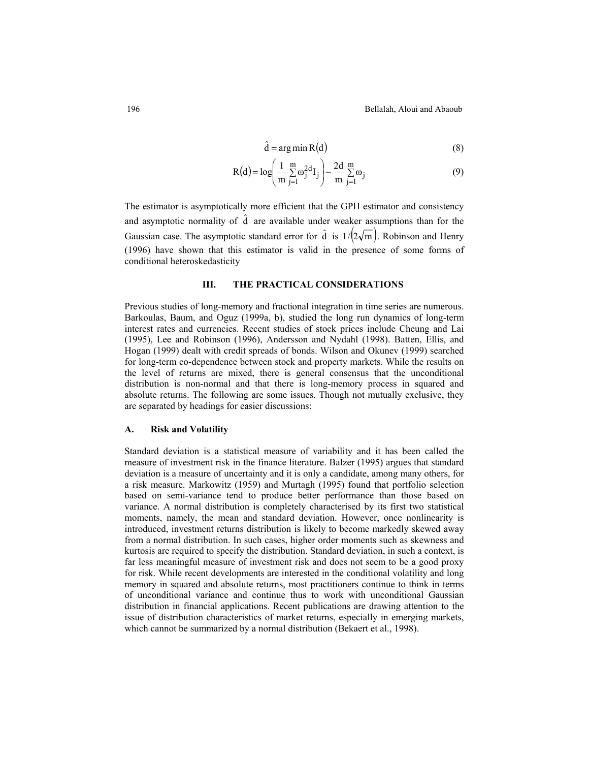$$\hat{d} = \arg\min R(d) \tag{8}$$

$$R(d) = \log\left(\frac{1}{m}\sum_{j=1}^{m}\omega_j^{2d} I_j\right) - \frac{2d}{m}\sum_{j=1}^{m}\omega_j \tag{9}$$

The estimator is asymptotically more efficient that the GPH estimator and consistency and asymptotic normality of $\hat{d}$ are available under weaker assumptions than for the Gaussian case. The asymptotic standard error for $\hat{d}$ is $1/\left(2\sqrt{m}\right)$. Robinson and Henry (1996) have shown that this estimator is valid in the presence of some forms of conditional heteroskedasticity

## III. THE PRACTICAL CONSIDERATIONS

Previous studies of long-memory and fractional integration in time series are numerous. Barkoulas, Baum, and Oguz (1999a, b), studied the long run dynamics of long-term interest rates and currencies. Recent studies of stock prices include Cheung and Lai (1995), Lee and Robinson (1996), Andersson and Nydahl (1998). Batten, Ellis, and Hogan (1999) dealt with credit spreads of bonds. Wilson and Okunev (1999) searched for long-term co-dependence between stock and property markets. While the results on the level of returns are mixed, there is general consensus that the unconditional distribution is non-normal and that there is long-memory process in squared and absolute returns. The following are some issues. Though not mutually exclusive, they are separated by headings for easier discussions:

### A. Risk and Volatility

Standard deviation is a statistical measure of variability and it has been called the measure of investment risk in the finance literature. Balzer (1995) argues that standard deviation is a measure of uncertainty and it is only a candidate, among many others, for a risk measure. Markowitz (1959) and Murtagh (1995) found that portfolio selection based on semi-variance tend to produce better performance than those based on variance. A normal distribution is completely characterised by its first two statistical moments, namely, the mean and standard deviation. However, once nonlinearity is introduced, investment returns distribution is likely to become markedly skewed away from a normal distribution. In such cases, higher order moments such as skewness and kurtosis are required to specify the distribution. Standard deviation, in such a context, is far less meaningful measure of investment risk and does not seem to be a good proxy for risk. While recent developments are interested in the conditional volatility and long memory in squared and absolute returns, most practitioners continue to think in terms of unconditional variance and continue thus to work with unconditional Gaussian distribution in financial applications. Recent publications are drawing attention to the issue of distribution characteristics of market returns, especially in emerging markets, which cannot be summarized by a normal distribution (Bekaert et al., 1998).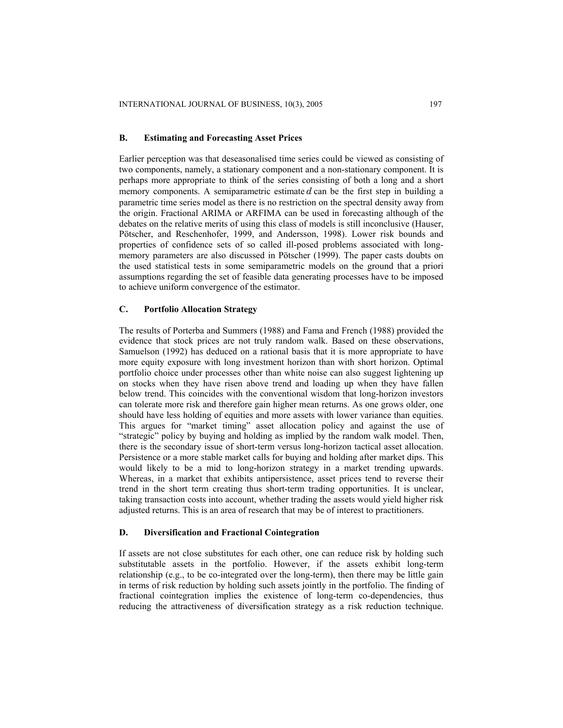### B. Estimating and Forecasting Asset Prices

Earlier perception was that deseasonalised time series could be viewed as consisting of two components, namely, a stationary component and a non-stationary component. It is perhaps more appropriate to think of the series consisting of both a long and a short memory components. A semiparametric estimate $d$ can be the first step in building a parametric time series model as there is no restriction on the spectral density away from the origin. Fractional ARIMA or ARFIMA can be used in forecasting although of the debates on the relative merits of using this class of models is still inconclusive (Hauser, Pötscher, and Reschenhofer, 1999, and Andersson, 1998). Lower risk bounds and properties of confidence sets of so called ill-posed problems associated with long-memory parameters are also discussed in Pötscher (1999). The paper casts doubts on the used statistical tests in some semiparametric models on the ground that a priori assumptions regarding the set of feasible data generating processes have to be imposed to achieve uniform convergence of the estimator.

### C. Portfolio Allocation Strategy

The results of Porterba and Summers (1988) and Fama and French (1988) provided the evidence that stock prices are not truly random walk. Based on these observations, Samuelson (1992) has deduced on a rational basis that it is more appropriate to have more equity exposure with long investment horizon than with short horizon. Optimal portfolio choice under processes other than white noise can also suggest lightening up on stocks when they have risen above trend and loading up when they have fallen below trend. This coincides with the conventional wisdom that long-horizon investors can tolerate more risk and therefore gain higher mean returns. As one grows older, one should have less holding of equities and more assets with lower variance than equities. This argues for "market timing" asset allocation policy and against the use of "strategic" policy by buying and holding as implied by the random walk model. Then, there is the secondary issue of short-term versus long-horizon tactical asset allocation. Persistence or a more stable market calls for buying and holding after market dips. This would likely to be a mid to long-horizon strategy in a market trending upwards. Whereas, in a market that exhibits antipersistence, asset prices tend to reverse their trend in the short term creating thus short-term trading opportunities. It is unclear, taking transaction costs into account, whether trading the assets would yield higher risk adjusted returns. This is an area of research that may be of interest to practitioners.

### D. Diversification and Fractional Cointegration

If assets are not close substitutes for each other, one can reduce risk by holding such substitutable assets in the portfolio. However, if the assets exhibit long-term relationship (e.g., to be co-integrated over the long-term), then there may be little gain in terms of risk reduction by holding such assets jointly in the portfolio. The finding of fractional cointegration implies the existence of long-term co-dependencies, thus reducing the attractiveness of diversification strategy as a risk reduction technique.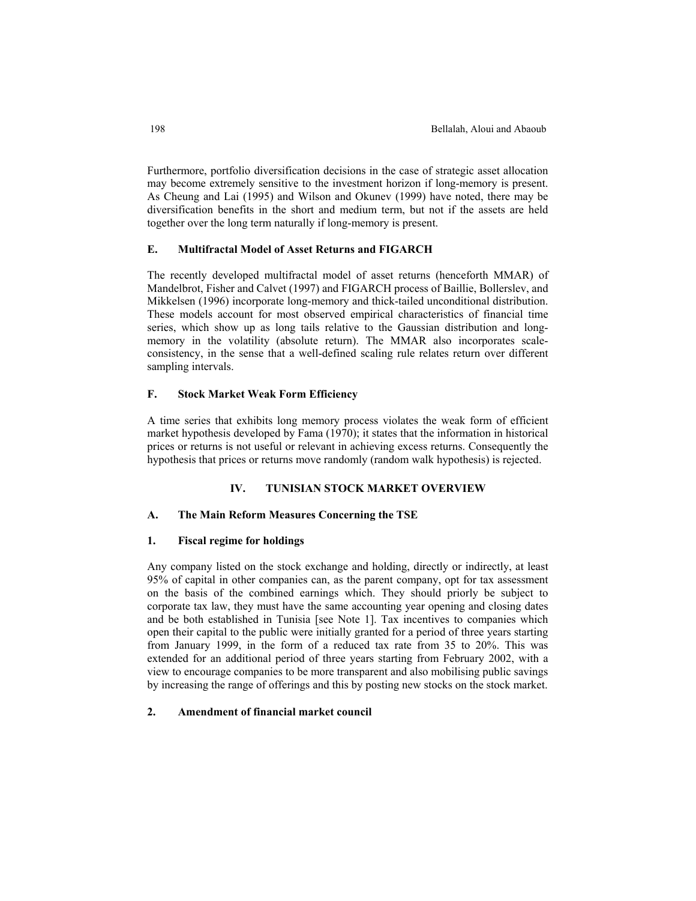Furthermore, portfolio diversification decisions in the case of strategic asset allocation may become extremely sensitive to the investment horizon if long-memory is present. As Cheung and Lai (1995) and Wilson and Okunev (1999) have noted, there may be diversification benefits in the short and medium term, but not if the assets are held together over the long term naturally if long-memory is present.

### E. Multifractal Model of Asset Returns and FIGARCH

The recently developed multifractal model of asset returns (henceforth MMAR) of Mandelbrot, Fisher and Calvet (1997) and FIGARCH process of Baillie, Bollerslev, and Mikkelsen (1996) incorporate long-memory and thick-tailed unconditional distribution. These models account for most observed empirical characteristics of financial time series, which show up as long tails relative to the Gaussian distribution and long-memory in the volatility (absolute return). The MMAR also incorporates scale-consistency, in the sense that a well-defined scaling rule relates return over different sampling intervals.

### F. Stock Market Weak Form Efficiency

A time series that exhibits long memory process violates the weak form of efficient market hypothesis developed by Fama (1970); it states that the information in historical prices or returns is not useful or relevant in achieving excess returns. Consequently the hypothesis that prices or returns move randomly (random walk hypothesis) is rejected.

## IV. TUNISIAN STOCK MARKET OVERVIEW

### A. The Main Reform Measures Concerning the TSE

#### 1. Fiscal regime for holdings

Any company listed on the stock exchange and holding, directly or indirectly, at least 95% of capital in other companies can, as the parent company, opt for tax assessment on the basis of the combined earnings which. They should priorly be subject to corporate tax law, they must have the same accounting year opening and closing dates and be both established in Tunisia [see Note 1]. Tax incentives to companies which open their capital to the public were initially granted for a period of three years starting from January 1999, in the form of a reduced tax rate from 35 to 20%. This was extended for an additional period of three years starting from February 2002, with a view to encourage companies to be more transparent and also mobilising public savings by increasing the range of offerings and this by posting new stocks on the stock market.

#### 2. Amendment of financial market council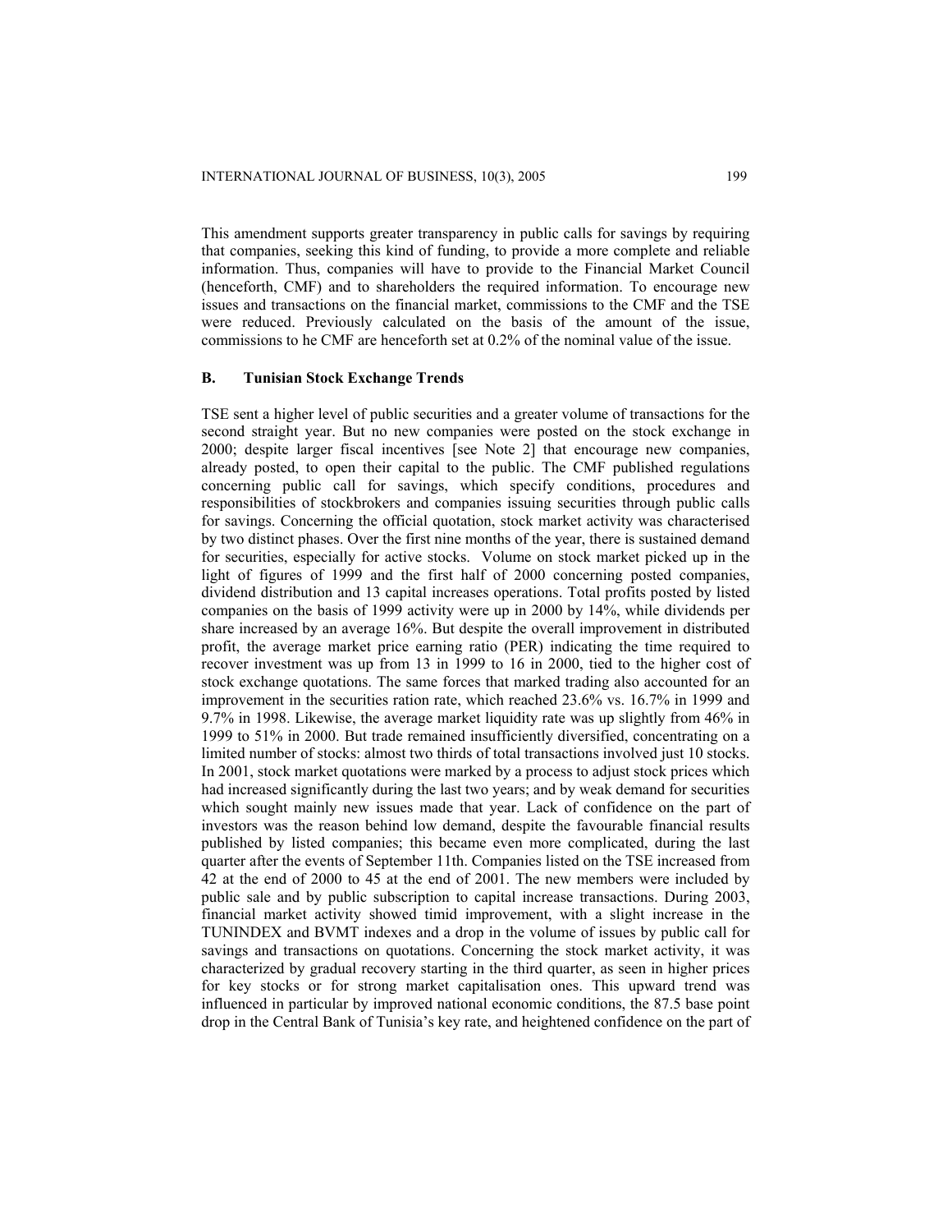This amendment supports greater transparency in public calls for savings by requiring that companies, seeking this kind of funding, to provide a more complete and reliable information. Thus, companies will have to provide to the Financial Market Council (henceforth, CMF) and to shareholders the required information. To encourage new issues and transactions on the financial market, commissions to the CMF and the TSE were reduced. Previously calculated on the basis of the amount of the issue, commissions to he CMF are henceforth set at 0.2% of the nominal value of the issue.

## B. Tunisian Stock Exchange Trends

TSE sent a higher level of public securities and a greater volume of transactions for the second straight year. But no new companies were posted on the stock exchange in 2000; despite larger fiscal incentives [see Note 2] that encourage new companies, already posted, to open their capital to the public. The CMF published regulations concerning public call for savings, which specify conditions, procedures and responsibilities of stockbrokers and companies issuing securities through public calls for savings. Concerning the official quotation, stock market activity was characterised by two distinct phases. Over the first nine months of the year, there is sustained demand for securities, especially for active stocks. Volume on stock market picked up in the light of figures of 1999 and the first half of 2000 concerning posted companies, dividend distribution and 13 capital increases operations. Total profits posted by listed companies on the basis of 1999 activity were up in 2000 by 14%, while dividends per share increased by an average 16%. But despite the overall improvement in distributed profit, the average market price earning ratio (PER) indicating the time required to recover investment was up from 13 in 1999 to 16 in 2000, tied to the higher cost of stock exchange quotations. The same forces that marked trading also accounted for an improvement in the securities ration rate, which reached 23.6% vs. 16.7% in 1999 and 9.7% in 1998. Likewise, the average market liquidity rate was up slightly from 46% in 1999 to 51% in 2000. But trade remained insufficiently diversified, concentrating on a limited number of stocks: almost two thirds of total transactions involved just 10 stocks. In 2001, stock market quotations were marked by a process to adjust stock prices which had increased significantly during the last two years; and by weak demand for securities which sought mainly new issues made that year. Lack of confidence on the part of investors was the reason behind low demand, despite the favourable financial results published by listed companies; this became even more complicated, during the last quarter after the events of September 11th. Companies listed on the TSE increased from 42 at the end of 2000 to 45 at the end of 2001. The new members were included by public sale and by public subscription to capital increase transactions. During 2003, financial market activity showed timid improvement, with a slight increase in the TUNINDEX and BVMT indexes and a drop in the volume of issues by public call for savings and transactions on quotations. Concerning the stock market activity, it was characterized by gradual recovery starting in the third quarter, as seen in higher prices for key stocks or for strong market capitalisation ones. This upward trend was influenced in particular by improved national economic conditions, the 87.5 base point drop in the Central Bank of Tunisia's key rate, and heightened confidence on the part of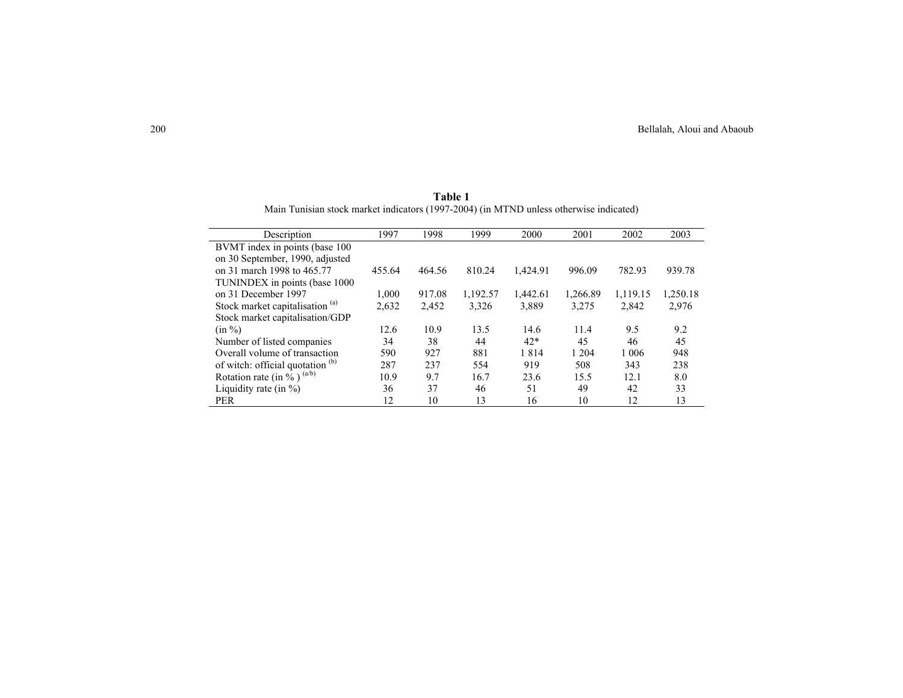**Table 1**
Main Tunisian stock market indicators (1997-2004) (in MTND unless otherwise indicated)

| Description | 1997 | 1998 | 1999 | 2000 | 2001 | 2002 | 2003 |
|---|---|---|---|---|---|---|---|
| BVMT index in points (base 100 on 30 September, 1990, adjusted on 31 march 1998 to 465.77 | 455.64 | 464.56 | 810.24 | 1,424.91 | 996.09 | 782.93 | 939.78 |
| TUNINDEX in points (base 1000 on 31 December 1997 | 1,000 | 917.08 | 1,192.57 | 1,442.61 | 1,266.89 | 1,119.15 | 1,250.18 |
| Stock market capitalisation [(a)] | 2,632 | 2,452 | 3,326 | 3,889 | 3,275 | 2,842 | 2,976 |
| Stock market capitalisation/GDP (in %) | 12.6 | 10.9 | 13.5 | 14.6 | 11.4 | 9.5 | 9.2 |
| Number of listed companies | 34 | 38 | 44 | 42* | 45 | 46 | 45 |
| Overall volume of transaction | 590 | 927 | 881 | 1 814 | 1 204 | 1 006 | 948 |
| of witch: official quotation [(b)] | 287 | 237 | 554 | 919 | 508 | 343 | 238 |
| Rotation rate (in % ) [(a/b)] | 10.9 | 9.7 | 16.7 | 23.6 | 15.5 | 12.1 | 8.0 |
| Liquidity rate (in %) | 36 | 37 | 46 | 51 | 49 | 42 | 33 |
| PER | 12 | 10 | 13 | 16 | 10 | 12 | 13 |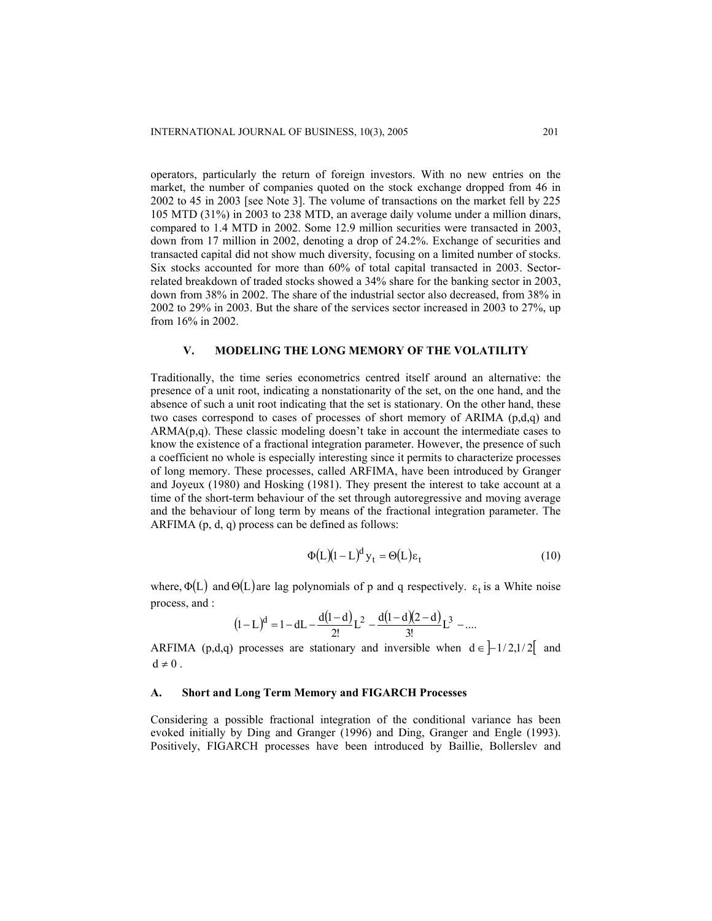operators, particularly the return of foreign investors. With no new entries on the market, the number of companies quoted on the stock exchange dropped from 46 in 2002 to 45 in 2003 [see Note 3]. The volume of transactions on the market fell by 225 105 MTD (31%) in 2003 to 238 MTD, an average daily volume under a million dinars, compared to 1.4 MTD in 2002. Some 12.9 million securities were transacted in 2003, down from 17 million in 2002, denoting a drop of 24.2%. Exchange of securities and transacted capital did not show much diversity, focusing on a limited number of stocks. Six stocks accounted for more than 60% of total capital transacted in 2003. Sector-related breakdown of traded stocks showed a 34% share for the banking sector in 2003, down from 38% in 2002. The share of the industrial sector also decreased, from 38% in 2002 to 29% in 2003. But the share of the services sector increased in 2003 to 27%, up from 16% in 2002.

## V. MODELING THE LONG MEMORY OF THE VOLATILITY

Traditionally, the time series econometrics centred itself around an alternative: the presence of a unit root, indicating a nonstationarity of the set, on the one hand, and the absence of such a unit root indicating that the set is stationary. On the other hand, these two cases correspond to cases of processes of short memory of ARIMA (p,d,q) and ARMA(p,q). These classic modeling doesn't take in account the intermediate cases to know the existence of a fractional integration parameter. However, the presence of such a coefficient no whole is especially interesting since it permits to characterize processes of long memory. These processes, called ARFIMA, have been introduced by Granger and Joyeux (1980) and Hosking (1981). They present the interest to take account at a time of the short-term behaviour of the set through autoregressive and moving average and the behaviour of long term by means of the fractional integration parameter. The ARFIMA (p, d, q) process can be defined as follows:

$$\Phi(L)(1-L)^{d} y_t = \Theta(L)\varepsilon_t \tag{10}$$

where, $\Phi(L)$ and $\Theta(L)$ are lag polynomials of p and q respectively. $\varepsilon_t$ is a White noise process, and :

$$(1-L)^{d} = 1 - dL - \frac{d(1-d)}{2!}L^{2} - \frac{d(1-d)(2-d)}{3!}L^{3} - ....$$

ARFIMA (p,d,q) processes are stationary and inversible when $d \in \left]-1/2, 1/2\right[$ and $d \neq 0$.

### A. Short and Long Term Memory and FIGARCH Processes

Considering a possible fractional integration of the conditional variance has been evoked initially by Ding and Granger (1996) and Ding, Granger and Engle (1993). Positively, FIGARCH processes have been introduced by Baillie, Bollerslev and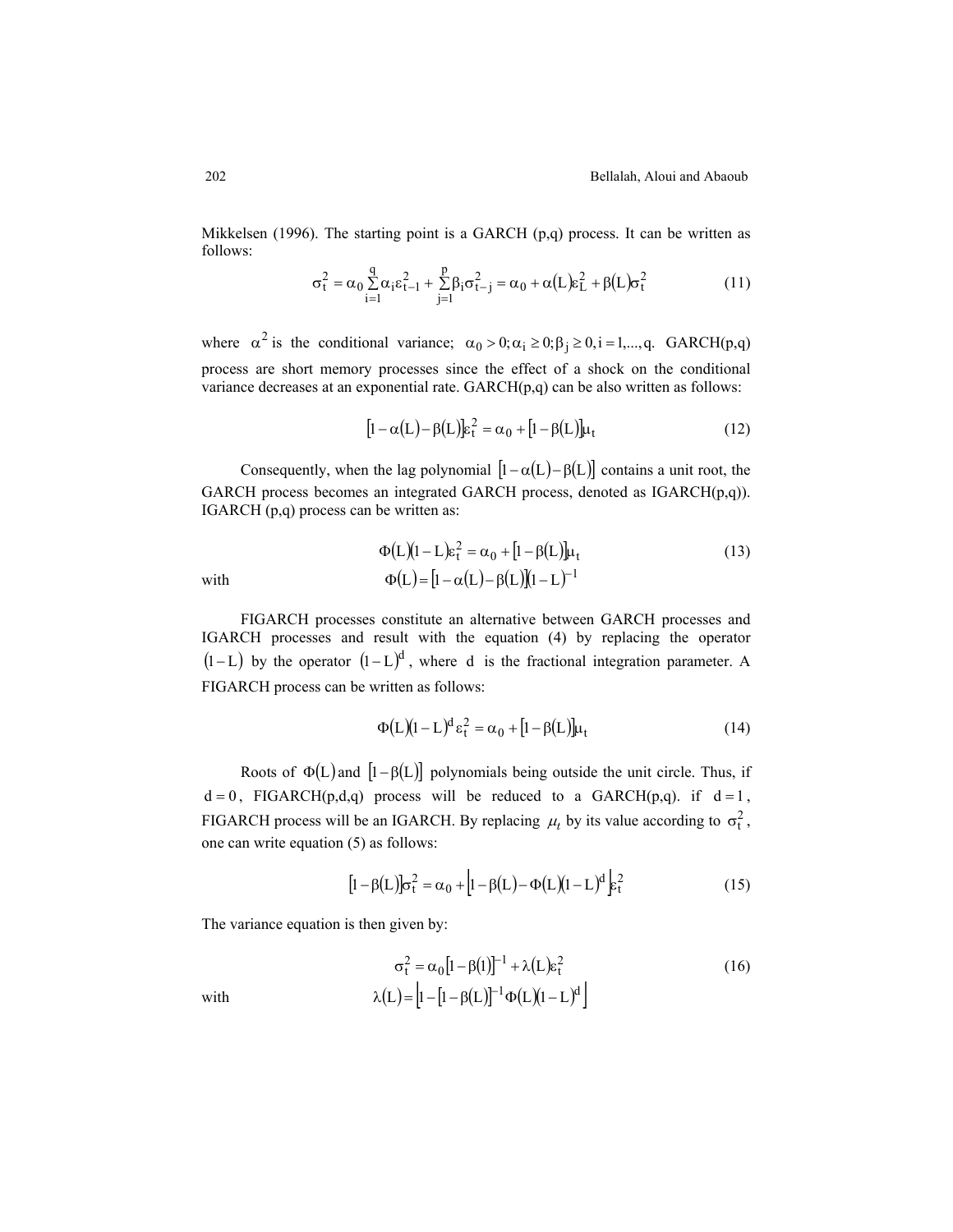Mikkelsen (1996). The starting point is a GARCH (p,q) process. It can be written as follows:

$$\sigma_t^2 = \alpha_0 \sum_{i=1}^{q} \alpha_i \varepsilon_{t-1}^2 + \sum_{j=1}^{p} \beta_i \sigma_{t-j}^2 = \alpha_0 + \alpha(L)\varepsilon_L^2 + \beta(L)\sigma_t^2 \tag{11}$$

where $\alpha^2$ is the conditional variance; $\alpha_0 > 0; \alpha_i \geq 0; \beta_j \geq 0, i = 1,...,q.$ GARCH(p,q) process are short memory processes since the effect of a shock on the conditional variance decreases at an exponential rate. GARCH(p,q) can be also written as follows:

$$[1 - \alpha(L) - \beta(L)]\varepsilon_t^2 = \alpha_0 + [1 - \beta(L)]\mu_t \tag{12}$$

Consequently, when the lag polynomial $[1 - \alpha(L) - \beta(L)]$ contains a unit root, the GARCH process becomes an integrated GARCH process, denoted as IGARCH(p,q)). IGARCH (p,q) process can be written as:

$$\Phi(L)(1 - L)\varepsilon_t^2 = \alpha_0 + [1 - \beta(L)]\mu_t \tag{13}$$

with $\Phi(L) = [1 - \alpha(L) - \beta(L)](1 - L)^{-1}$

FIGARCH processes constitute an alternative between GARCH processes and IGARCH processes and result with the equation (4) by replacing the operator $(1 - L)$ by the operator $(1 - L)^d$, where $d$ is the fractional integration parameter. A FIGARCH process can be written as follows:

$$\Phi(L)(1 - L)^d \varepsilon_t^2 = \alpha_0 + [1 - \beta(L)]\mu_t \tag{14}$$

Roots of $\Phi(L)$ and $[1 - \beta(L)]$ polynomials being outside the unit circle. Thus, if $d = 0$, FIGARCH(p,d,q) process will be reduced to a GARCH(p,q). if $d = 1$, FIGARCH process will be an IGARCH. By replacing $\mu_t$ by its value according to $\sigma_t^2$, one can write equation (5) as follows:

$$[1 - \beta(L)]\sigma_t^2 = \alpha_0 + \left[1 - \beta(L) - \Phi(L)(1 - L)^d\right]\varepsilon_t^2 \tag{15}$$

The variance equation is then given by:

$$\sigma_t^2 = \alpha_0[1 - \beta(1)]^{-1} + \lambda(L)\varepsilon_t^2 \tag{16}$$

with $\lambda(L) = \left[1 - [1 - \beta(L)]^{-1}\Phi(L)(1 - L)^d\right]$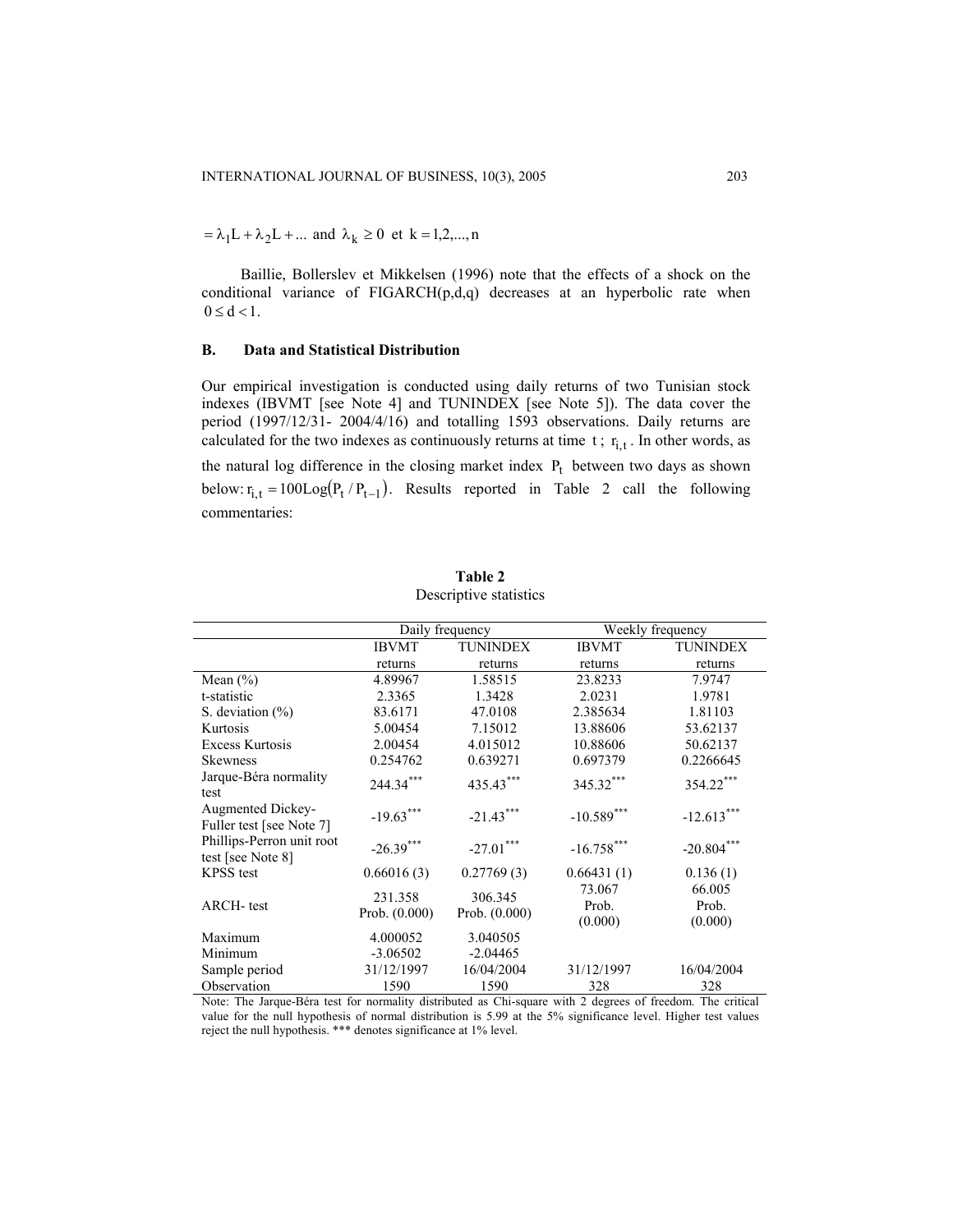$= \lambda_1 L + \lambda_2 L + ...$ and $\lambda_k \geq 0$ et $k = 1,2,...,n$

Baillie, Bollerslev et Mikkelsen (1996) note that the effects of a shock on the conditional variance of FIGARCH(p,d,q) decreases at an hyperbolic rate when $0 \leq d < 1$.

### B. Data and Statistical Distribution

Our empirical investigation is conducted using daily returns of two Tunisian stock indexes (IBVMT [see Note 4] and TUNINDEX [see Note 5]). The data cover the period (1997/12/31- 2004/4/16) and totalling 1593 observations. Daily returns are calculated for the two indexes as continuously returns at time t ; $r_{i,t}$. In other words, as the natural log difference in the closing market index $P_t$ between two days as shown below: $r_{i,t} = 100\text{Log}(P_t / P_{t-1})$. Results reported in Table 2 call the following commentaries:

**Table 2**
Descriptive statistics

| | Daily frequency | | Weekly frequency | |
|---|---|---|---|---|
| | IBVMT returns | TUNINDEX returns | IBVMT returns | TUNINDEX returns |
| Mean (%) | 4.89967 | 1.58515 | 23.8233 | 7.9747 |
| t-statistic | 2.3365 | 1.3428 | 2.0231 | 1.9781 |
| S. deviation (%) | 83.6171 | 47.0108 | 2.385634 | 1.81103 |
| Kurtosis | 5.00454 | 7.15012 | 13.88606 | 53.62137 |
| Excess Kurtosis | 2.00454 | 4.015012 | 10.88606 | 50.62137 |
| Skewness | 0.254762 | 0.639271 | 0.697379 | 0.2266645 |
| Jarque-Béra normality test | 244.34*** | 435.43*** | 345.32*** | 354.22*** |
| Augmented Dickey-Fuller test [see Note 7] | -19.63*** | -21.43*** | -10.589*** | -12.613*** |
| Phillips-Perron unit root test [see Note 8] | -26.39*** | -27.01*** | -16.758*** | -20.804*** |
| KPSS test | 0.66016 (3) | 0.27769 (3) | 0.66431 (1) | 0.136 (1) |
| ARCH- test | 231.358 Prob. (0.000) | 306.345 Prob. (0.000) | 73.067 Prob. (0.000) | 66.005 Prob. (0.000) |
| Maximum | 4.000052 | 3.040505 | | |
| Minimum | -3.06502 | -2.04465 | | |
| Sample period | 31/12/1997 | 16/04/2004 | 31/12/1997 | 16/04/2004 |
| Observation | 1590 | 1590 | 328 | 328 |

Note: The Jarque-Béra test for normality distributed as Chi-square with 2 degrees of freedom. The critical value for the null hypothesis of normal distribution is 5.99 at the 5% significance level. Higher test values reject the null hypothesis. *** denotes significance at 1% level.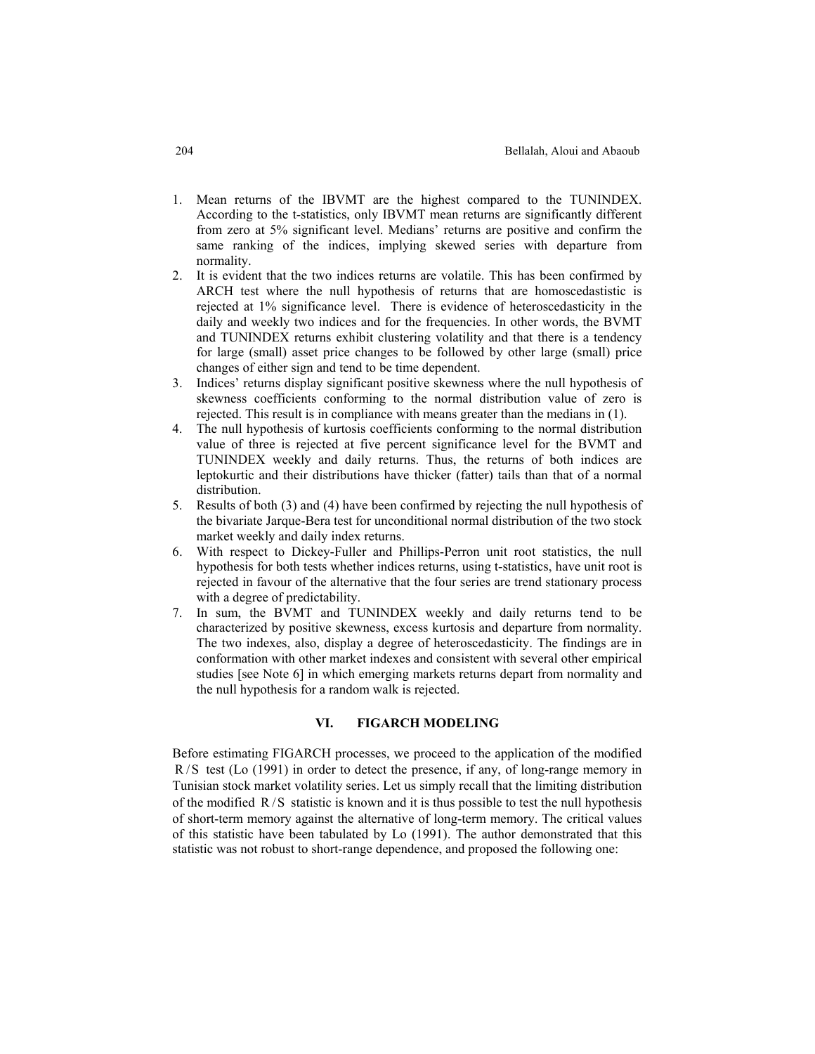1. Mean returns of the IBVMT are the highest compared to the TUNINDEX. According to the t-statistics, only IBVMT mean returns are significantly different from zero at 5% significant level. Medians' returns are positive and confirm the same ranking of the indices, implying skewed series with departure from normality.
2. It is evident that the two indices returns are volatile. This has been confirmed by ARCH test where the null hypothesis of returns that are homoscedastistic is rejected at 1% significance level. There is evidence of heteroscedasticity in the daily and weekly two indices and for the frequencies. In other words, the BVMT and TUNINDEX returns exhibit clustering volatility and that there is a tendency for large (small) asset price changes to be followed by other large (small) price changes of either sign and tend to be time dependent.
3. Indices' returns display significant positive skewness where the null hypothesis of skewness coefficients conforming to the normal distribution value of zero is rejected. This result is in compliance with means greater than the medians in (1).
4. The null hypothesis of kurtosis coefficients conforming to the normal distribution value of three is rejected at five percent significance level for the BVMT and TUNINDEX weekly and daily returns. Thus, the returns of both indices are leptokurtic and their distributions have thicker (fatter) tails than that of a normal distribution.
5. Results of both (3) and (4) have been confirmed by rejecting the null hypothesis of the bivariate Jarque-Bera test for unconditional normal distribution of the two stock market weekly and daily index returns.
6. With respect to Dickey-Fuller and Phillips-Perron unit root statistics, the null hypothesis for both tests whether indices returns, using t-statistics, have unit root is rejected in favour of the alternative that the four series are trend stationary process with a degree of predictability.
7. In sum, the BVMT and TUNINDEX weekly and daily returns tend to be characterized by positive skewness, excess kurtosis and departure from normality. The two indexes, also, display a degree of heteroscedasticity. The findings are in conformation with other market indexes and consistent with several other empirical studies [see Note 6] in which emerging markets returns depart from normality and the null hypothesis for a random walk is rejected.

## VI. FIGARCH MODELING

Before estimating FIGARCH processes, we proceed to the application of the modified $R/S$ test (Lo (1991) in order to detect the presence, if any, of long-range memory in Tunisian stock market volatility series. Let us simply recall that the limiting distribution of the modified $R/S$ statistic is known and it is thus possible to test the null hypothesis of short-term memory against the alternative of long-term memory. The critical values of this statistic have been tabulated by Lo (1991). The author demonstrated that this statistic was not robust to short-range dependence, and proposed the following one: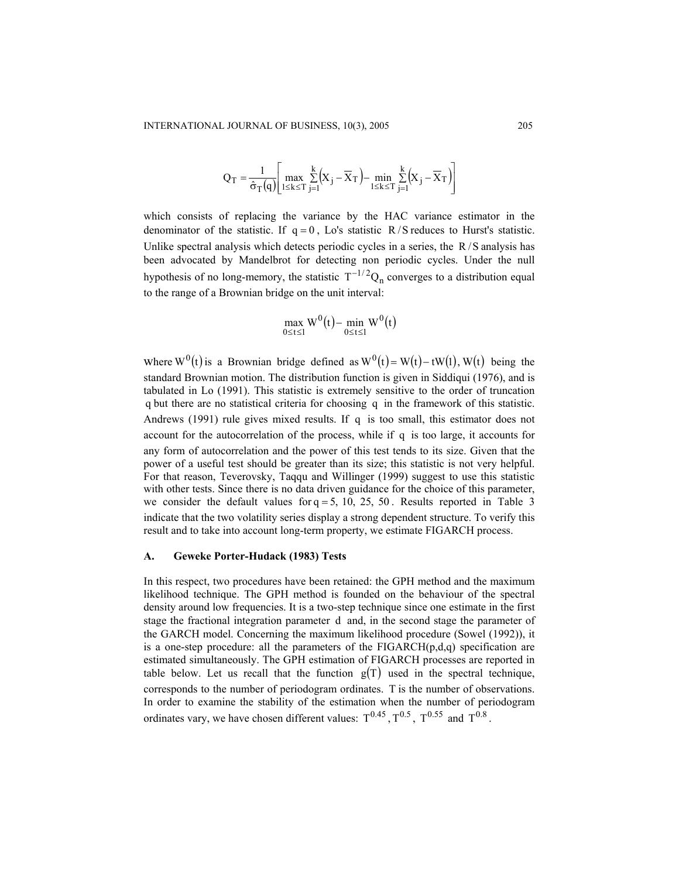$$Q_T = \frac{1}{\hat{\sigma}_T(q)}\left[\max_{1\le k\le T}\sum_{j=1}^{k}\left(X_j - \overline{X}_T\right) - \min_{1\le k\le T}\sum_{j=1}^{k}\left(X_j - \overline{X}_T\right)\right]$$

which consists of replacing the variance by the HAC variance estimator in the denominator of the statistic. If $q = 0$, Lo's statistic $R/S$ reduces to Hurst's statistic. Unlike spectral analysis which detects periodic cycles in a series, the $R/S$ analysis has been advocated by Mandelbrot for detecting non periodic cycles. Under the null hypothesis of no long-memory, the statistic $T^{-1/2}Q_n$ converges to a distribution equal to the range of a Brownian bridge on the unit interval:

$$\max_{0\le t\le 1} W^0(t) - \min_{0\le t\le 1} W^0(t)$$

Where $W^0(t)$ is a Brownian bridge defined as $W^0(t) = W(t) - tW(1)$, $W(t)$ being the standard Brownian motion. The distribution function is given in Siddiqui (1976), and is tabulated in Lo (1991). This statistic is extremely sensitive to the order of truncation $q$ but there are no statistical criteria for choosing $q$ in the framework of this statistic. Andrews (1991) rule gives mixed results. If $q$ is too small, this estimator does not account for the autocorrelation of the process, while if $q$ is too large, it accounts for any form of autocorrelation and the power of this test tends to its size. Given that the power of a useful test should be greater than its size; this statistic is not very helpful. For that reason, Teverovsky, Taqqu and Willinger (1999) suggest to use this statistic with other tests. Since there is no data driven guidance for the choice of this parameter, we consider the default values for $q = 5, 10, 25, 50$. Results reported in Table 3 indicate that the two volatility series display a strong dependent structure. To verify this result and to take into account long-term property, we estimate FIGARCH process.

### A. Geweke Porter-Hudack (1983) Tests

In this respect, two procedures have been retained: the GPH method and the maximum likelihood technique. The GPH method is founded on the behaviour of the spectral density around low frequencies. It is a two-step technique since one estimate in the first stage the fractional integration parameter $d$ and, in the second stage the parameter of the GARCH model. Concerning the maximum likelihood procedure (Sowel (1992)), it is a one-step procedure: all the parameters of the FIGARCH(p,d,q) specification are estimated simultaneously. The GPH estimation of FIGARCH processes are reported in table below. Let us recall that the function $g(T)$ used in the spectral technique, corresponds to the number of periodogram ordinates. T is the number of observations. In order to examine the stability of the estimation when the number of periodogram ordinates vary, we have chosen different values: $T^{0.45}$, $T^{0.5}$, $T^{0.55}$ and $T^{0.8}$.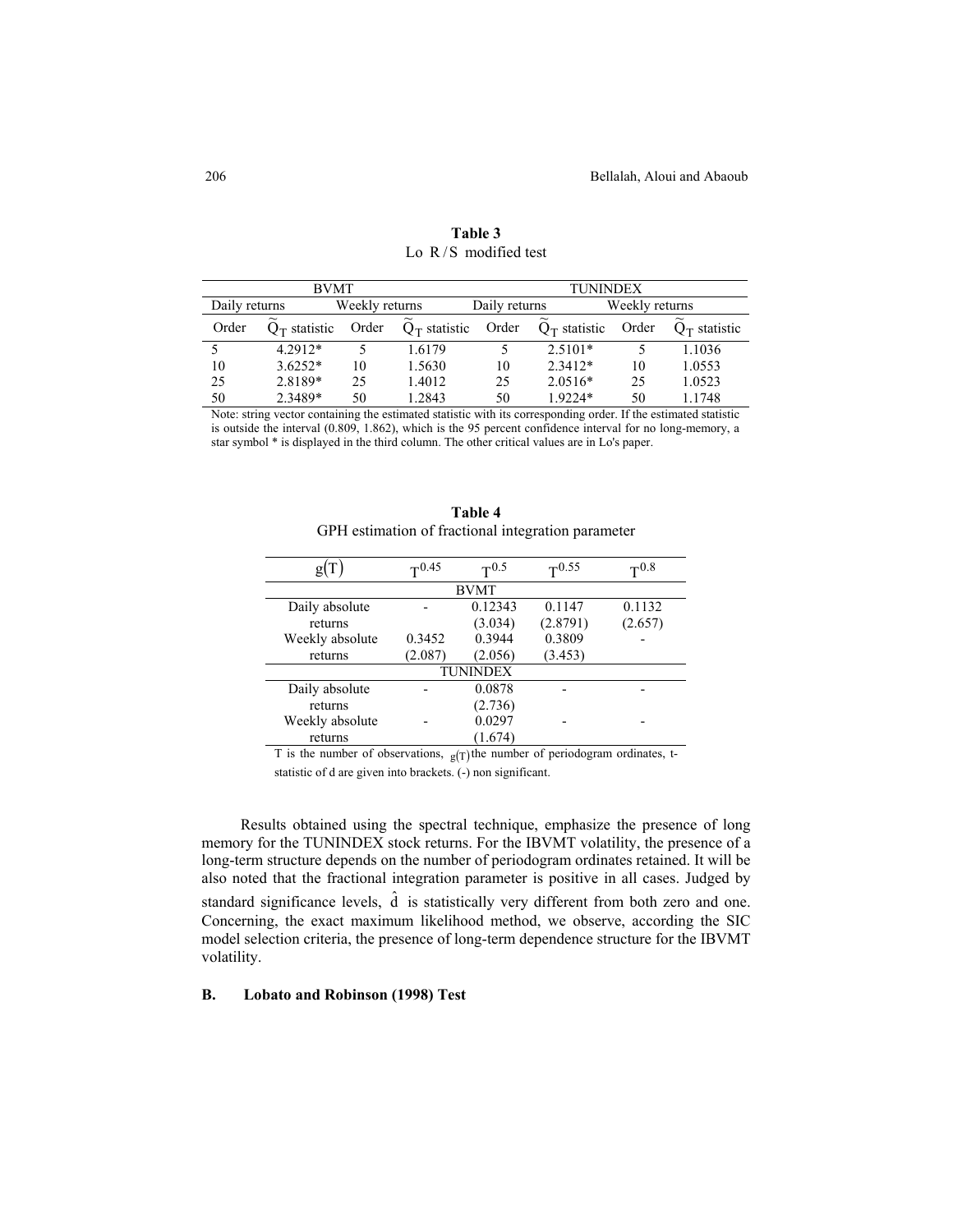**Table 3**

Lo $R/S$ modified test

| BVMT | | | | TUNINDEX | | | |
|---|---|---|---|---|---|---|---|
| Daily returns | | Weekly returns | | Daily returns | | Weekly returns | |
| Order | $\tilde{Q}_T$ statistic | Order | $\tilde{Q}_T$ statistic | Order | $\tilde{Q}_T$ statistic | Order | $\tilde{Q}_T$ statistic |
| 5 | 4.2912* | 5 | 1.6179 | 5 | 2.5101* | 5 | 1.1036 |
| 10 | 3.6252* | 10 | 1.5630 | 10 | 2.3412* | 10 | 1.0553 |
| 25 | 2.8189* | 25 | 1.4012 | 25 | 2.0516* | 25 | 1.0523 |
| 50 | 2.3489* | 50 | 1.2843 | 50 | 1.9224* | 50 | 1.1748 |

Note: string vector containing the estimated statistic with its corresponding order. If the estimated statistic is outside the interval (0.809, 1.862), which is the 95 percent confidence interval for no long-memory, a star symbol * is displayed in the third column. The other critical values are in Lo's paper.

**Table 4**

GPH estimation of fractional integration parameter

| $g(T)$ | $T^{0.45}$ | $T^{0.5}$ | $T^{0.55}$ | $T^{0.8}$ |
|---|---|---|---|---|
| | | BVMT | | |
| Daily absolute returns | - | 0.12343 (3.034) | 0.1147 (2.8791) | 0.1132 (2.657) |
| Weekly absolute returns | 0.3452 (2.087) | 0.3944 (2.056) | 0.3809 (3.453) | - |
| | | TUNINDEX | | |
| Daily absolute returns | - | 0.0878 (2.736) | - | - |
| Weekly absolute returns | - | 0.0297 (1.674) | - | - |

T is the number of observations, $g(T)$ the number of periodogram ordinates, t-statistic of d are given into brackets. (-) non significant.

Results obtained using the spectral technique, emphasize the presence of long memory for the TUNINDEX stock returns. For the IBVMT volatility, the presence of a long-term structure depends on the number of periodogram ordinates retained. It will be also noted that the fractional integration parameter is positive in all cases. Judged by standard significance levels, $\hat{d}$ is statistically very different from both zero and one. Concerning, the exact maximum likelihood method, we observe, according the SIC model selection criteria, the presence of long-term dependence structure for the IBVMT volatility.

### B. Lobato and Robinson (1998) Test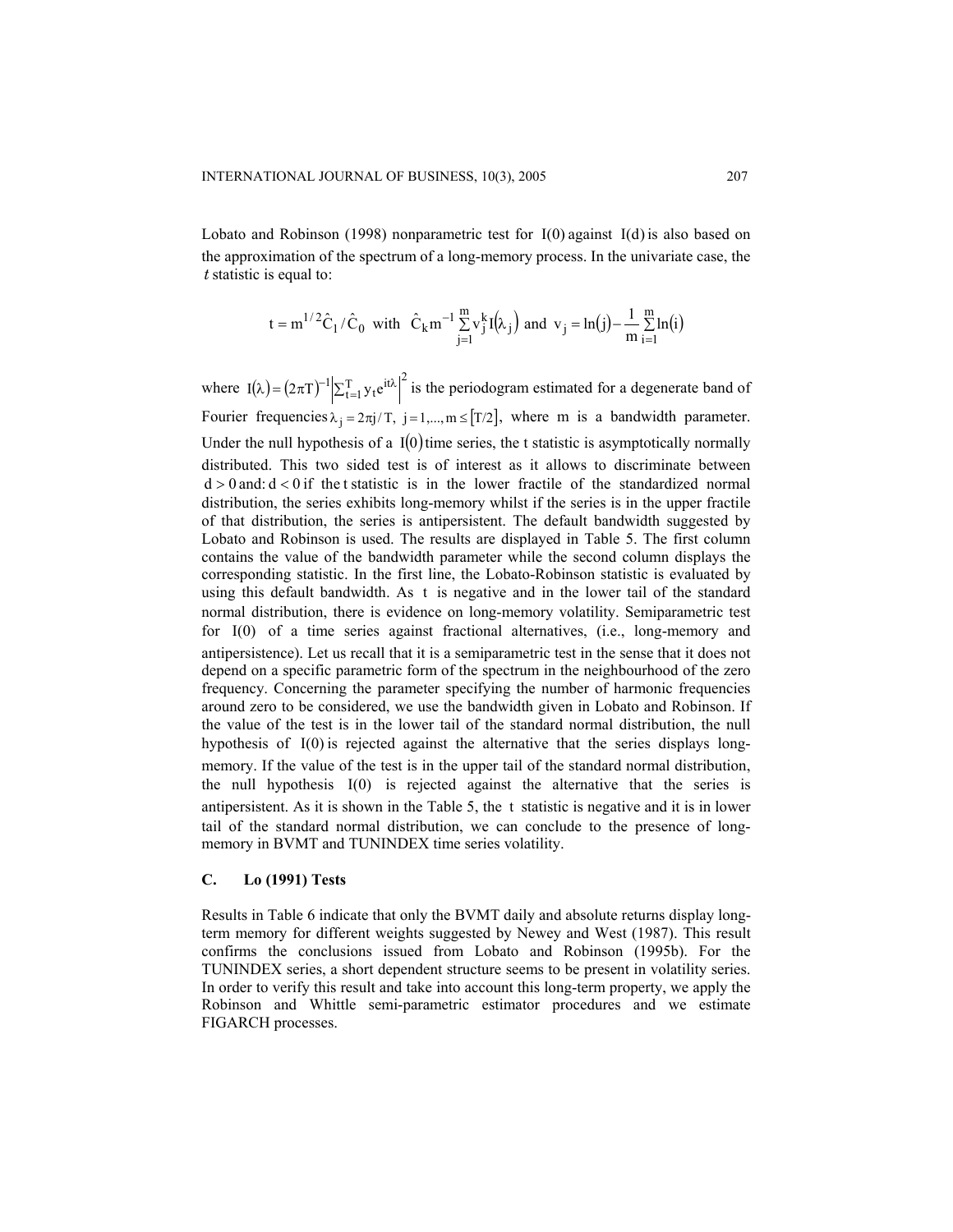Lobato and Robinson (1998) nonparametric test for $I(0)$ against $I(d)$ is also based on the approximation of the spectrum of a long-memory process. In the univariate case, the $t$ statistic is equal to:

$$t = m^{1/2}\hat{C}_1 / \hat{C}_0 \text{ with } \hat{C}_k m^{-1} \sum_{j=1}^{m} v_j^k I(\lambda_j) \text{ and } v_j = \ln(j) - \frac{1}{m}\sum_{i=1}^{m}\ln(i)$$

where $I(\lambda) = (2\pi T)^{-1}\left|\sum_{t=1}^{T} y_t e^{it\lambda}\right|^2$ is the periodogram estimated for a degenerate band of Fourier frequencies $\lambda_j = 2\pi j / T,\ j = 1,...,m \leq [T/2]$, where m is a bandwidth parameter. Under the null hypothesis of a $I(0)$ time series, the t statistic is asymptotically normally distributed. This two sided test is of interest as it allows to discriminate between $d > 0$ and: $d < 0$ if the t statistic is in the lower fractile of the standardized normal distribution, the series exhibits long-memory whilst if the series is in the upper fractile of that distribution, the series is antipersistent. The default bandwidth suggested by Lobato and Robinson is used. The results are displayed in Table 5. The first column contains the value of the bandwidth parameter while the second column displays the corresponding statistic. In the first line, the Lobato-Robinson statistic is evaluated by using this default bandwidth. As $t$ is negative and in the lower tail of the standard normal distribution, there is evidence on long-memory volatility. Semiparametric test for I(0) of a time series against fractional alternatives, (i.e., long-memory and antipersistence). Let us recall that it is a semiparametric test in the sense that it does not depend on a specific parametric form of the spectrum in the neighbourhood of the zero frequency. Concerning the parameter specifying the number of harmonic frequencies around zero to be considered, we use the bandwidth given in Lobato and Robinson. If the value of the test is in the lower tail of the standard normal distribution, the null hypothesis of $I(0)$ is rejected against the alternative that the series displays long-memory. If the value of the test is in the upper tail of the standard normal distribution, the null hypothesis $I(0)$ is rejected against the alternative that the series is antipersistent. As it is shown in the Table 5, the $t$ statistic is negative and it is in lower tail of the standard normal distribution, we can conclude to the presence of long-memory in BVMT and TUNINDEX time series volatility.

### C. Lo (1991) Tests

Results in Table 6 indicate that only the BVMT daily and absolute returns display long-term memory for different weights suggested by Newey and West (1987). This result confirms the conclusions issued from Lobato and Robinson (1995b). For the TUNINDEX series, a short dependent structure seems to be present in volatility series. In order to verify this result and take into account this long-term property, we apply the Robinson and Whittle semi-parametric estimator procedures and we estimate FIGARCH processes.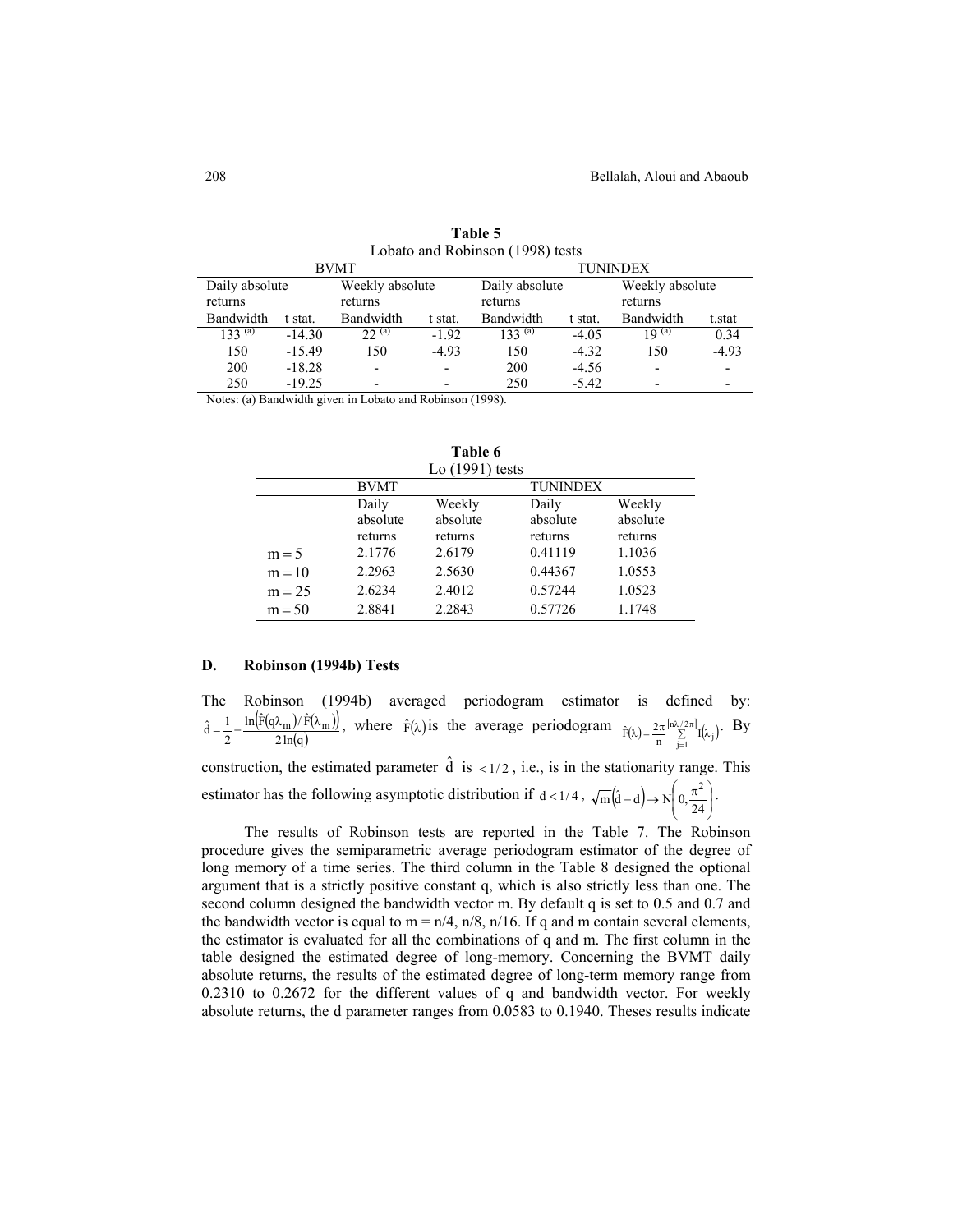**Table 5**
Lobato and Robinson (1998) tests

| BVMT | | | | TUNINDEX | | | |
|---|---|---|---|---|---|---|---|
| Daily absolute returns | | Weekly absolute returns | | Daily absolute returns | | Weekly absolute returns | |
| Bandwidth | t stat. | Bandwidth | t stat. | Bandwidth | t stat. | Bandwidth | t.stat |
| 133 [(a)] | -14.30 | 22 [(a)] | -1.92 | 133 [(a)] | -4.05 | 19 [(a)] | 0.34 |
| 150 | -15.49 | 150 | -4.93 | 150 | -4.32 | 150 | -4.93 |
| 200 | -18.28 | - | - | 200 | -4.56 | - | - |
| 250 | -19.25 | - | - | 250 | -5.42 | - | - |

Notes: (a) Bandwidth given in Lobato and Robinson (1998).

**Table 6**
Lo (1991) tests

| | BVMT | | TUNINDEX | |
|---|---|---|---|---|
| | Daily absolute returns | Weekly absolute returns | Daily absolute returns | Weekly absolute returns |
| $m = 5$ | 2.1776 | 2.6179 | 0.41119 | 1.1036 |
| $m = 10$ | 2.2963 | 2.5630 | 0.44367 | 1.0553 |
| $m = 25$ | 2.6234 | 2.4012 | 0.57244 | 1.0523 |
| $m = 50$ | 2.8841 | 2.2843 | 0.57726 | 1.1748 |

### D. Robinson (1994b) Tests

The Robinson (1994b) averaged periodogram estimator is defined by: $\hat{d} = \frac{1}{2} - \frac{\ln\left(\hat{F}(q\lambda_m)/\hat{F}(\lambda_m)\right)}{2\ln(q)}$, where $\hat{F}(\lambda)$ is the average periodogram $\hat{F}(\lambda) = \frac{2\pi}{n}\sum_{j=1}^{[n\lambda/2\pi]} I(\lambda_j)$. By construction, the estimated parameter $\hat{d}$ is $< 1/2$, i.e., is in the stationarity range. This estimator has the following asymptotic distribution if $d < 1/4$, $\sqrt{m}\left(\hat{d} - d\right) \rightarrow N\left(0, \frac{\pi^2}{24}\right)$.

The results of Robinson tests are reported in the Table 7. The Robinson procedure gives the semiparametric average periodogram estimator of the degree of long memory of a time series. The third column in the Table 8 designed the optional argument that is a strictly positive constant q, which is also strictly less than one. The second column designed the bandwidth vector m. By default q is set to 0.5 and 0.7 and the bandwidth vector is equal to m = n/4, n/8, n/16. If q and m contain several elements, the estimator is evaluated for all the combinations of q and m. The first column in the table designed the estimated degree of long-memory. Concerning the BVMT daily absolute returns, the results of the estimated degree of long-term memory range from 0.2310 to 0.2672 for the different values of q and bandwidth vector. For weekly absolute returns, the d parameter ranges from 0.0583 to 0.1940. Theses results indicate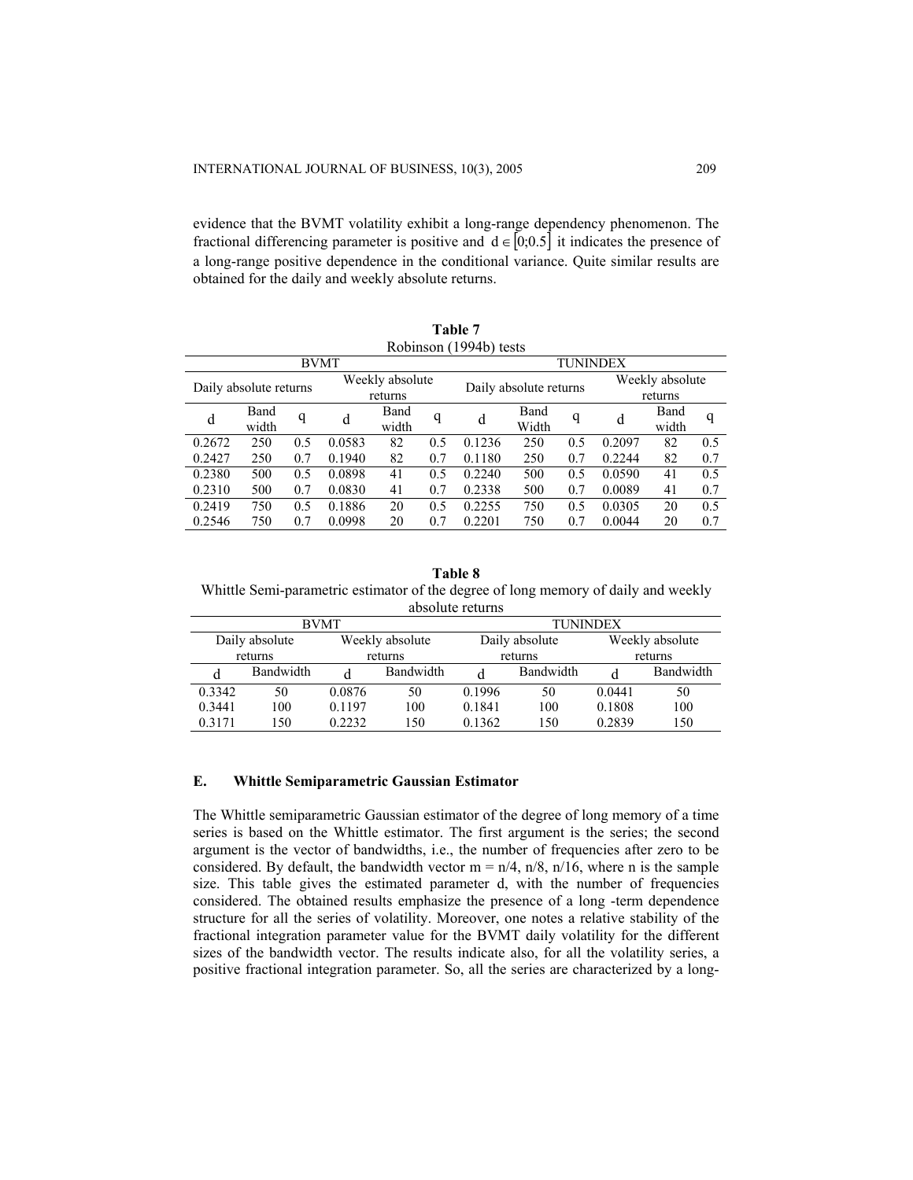evidence that the BVMT volatility exhibit a long-range dependency phenomenon. The fractional differencing parameter is positive and $d \in [0;0.5]$ it indicates the presence of a long-range positive dependence in the conditional variance. Quite similar results are obtained for the daily and weekly absolute returns.

**Table 7**

Robinson (1994b) tests

| BVMT | | | | | | TUNINDEX | | | | | |
|---|---|---|---|---|---|---|---|---|---|---|---|
| Daily absolute returns | | | Weekly absolute returns | | | Daily absolute returns | | | Weekly absolute returns | | |
| d | Band width | q | d | Band width | q | d | Band Width | q | d | Band width | q |
| 0.2672 | 250 | 0.5 | 0.0583 | 82 | 0.5 | 0.1236 | 250 | 0.5 | 0.2097 | 82 | 0.5 |
| 0.2427 | 250 | 0.7 | 0.1940 | 82 | 0.7 | 0.1180 | 250 | 0.7 | 0.2244 | 82 | 0.7 |
| 0.2380 | 500 | 0.5 | 0.0898 | 41 | 0.5 | 0.2240 | 500 | 0.5 | 0.0590 | 41 | 0.5 |
| 0.2310 | 500 | 0.7 | 0.0830 | 41 | 0.7 | 0.2338 | 500 | 0.7 | 0.0089 | 41 | 0.7 |
| 0.2419 | 750 | 0.5 | 0.1886 | 20 | 0.5 | 0.2255 | 750 | 0.5 | 0.0305 | 20 | 0.5 |
| 0.2546 | 750 | 0.7 | 0.0998 | 20 | 0.7 | 0.2201 | 750 | 0.7 | 0.0044 | 20 | 0.7 |

**Table 8**

Whittle Semi-parametric estimator of the degree of long memory of daily and weekly absolute returns

| BVMT | | | | TUNINDEX | | | |
|---|---|---|---|---|---|---|---|
| Daily absolute returns | | Weekly absolute returns | | Daily absolute returns | | Weekly absolute returns | |
| d | Bandwidth | d | Bandwidth | d | Bandwidth | d | Bandwidth |
| 0.3342 | 50 | 0.0876 | 50 | 0.1996 | 50 | 0.0441 | 50 |
| 0.3441 | 100 | 0.1197 | 100 | 0.1841 | 100 | 0.1808 | 100 |
| 0.3171 | 150 | 0.2232 | 150 | 0.1362 | 150 | 0.2839 | 150 |

### E. Whittle Semiparametric Gaussian Estimator

The Whittle semiparametric Gaussian estimator of the degree of long memory of a time series is based on the Whittle estimator. The first argument is the series; the second argument is the vector of bandwidths, i.e., the number of frequencies after zero to be considered. By default, the bandwidth vector $m = n/4$, $n/8$, $n/16$, where n is the sample size. This table gives the estimated parameter d, with the number of frequencies considered. The obtained results emphasize the presence of a long -term dependence structure for all the series of volatility. Moreover, one notes a relative stability of the fractional integration parameter value for the BVMT daily volatility for the different sizes of the bandwidth vector. The results indicate also, for all the volatility series, a positive fractional integration parameter. So, all the series are characterized by a long-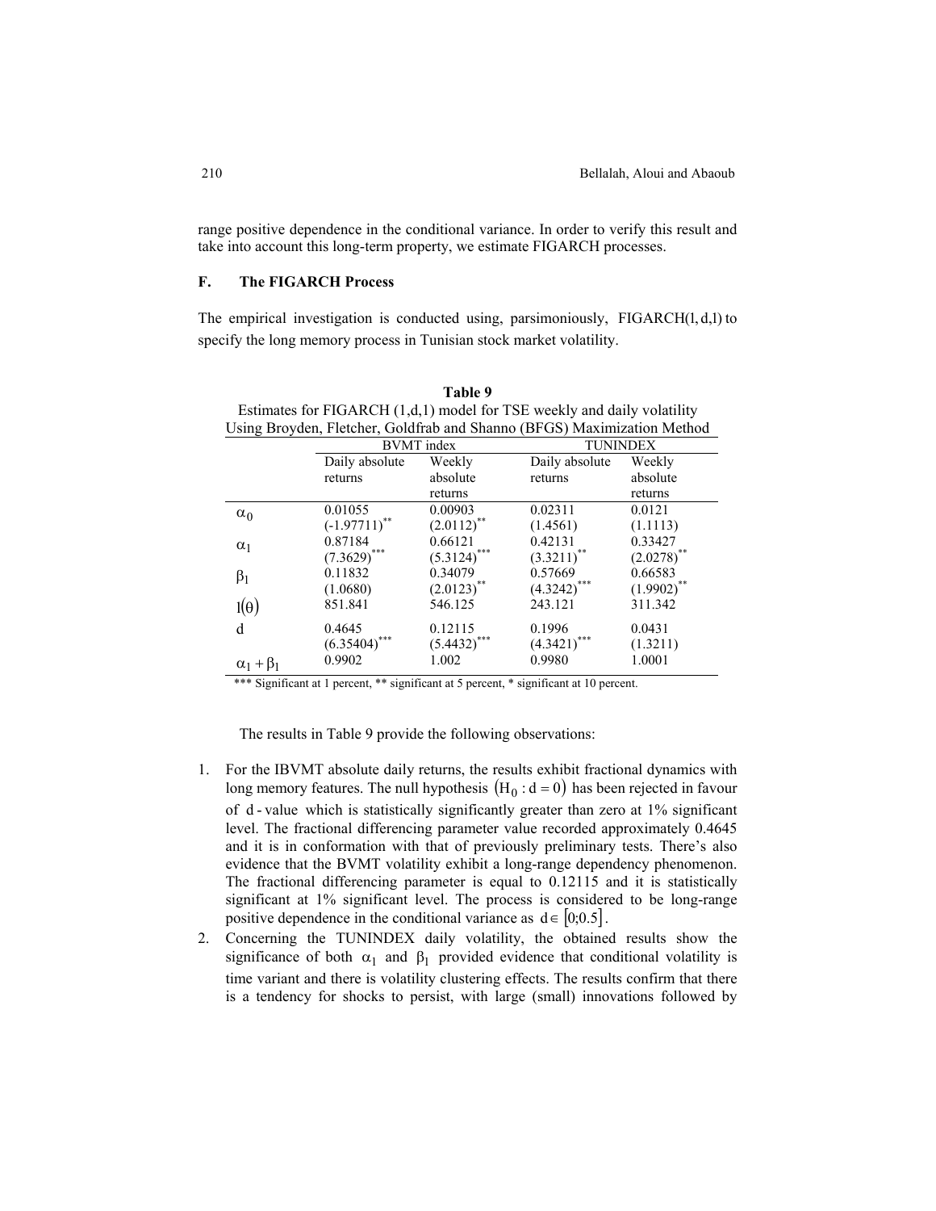range positive dependence in the conditional variance. In order to verify this result and take into account this long-term property, we estimate FIGARCH processes.

### F. The FIGARCH Process

The empirical investigation is conducted using, parsimoniously, FIGARCH$(1,d,1)$ to specify the long memory process in Tunisian stock market volatility.

**Table 9**

Estimates for FIGARCH (1,d,1) model for TSE weekly and daily volatility Using Broyden, Fletcher, Goldfrab and Shanno (BFGS) Maximization Method

| | BVMT index | | TUNINDEX | |
|---|---|---|---|---|
| | Daily absolute returns | Weekly absolute returns | Daily absolute returns | Weekly absolute returns |
| $\alpha_0$ | 0.01055 $(-1.97711)^{**}$ | 0.00903 $(2.0112)^{**}$ | 0.02311 (1.4561) | 0.0121 (1.1113) |
| $\alpha_1$ | 0.87184 $(7.3629)^{***}$ | 0.66121 $(5.3124)^{***}$ | 0.42131 $(3.3211)^{**}$ | 0.33427 $(2.0278)^{**}$ |
| $\beta_1$ | 0.11832 (1.0680) | 0.34079 $(2.0123)^{**}$ | 0.57669 $(4.3242)^{***}$ | 0.66583 $(1.9902)^{**}$ |
| $l(\theta)$ | 851.841 | 546.125 | 243.121 | 311.342 |
| d | 0.4645 $(6.35404)^{***}$ | 0.12115 $(5.4432)^{***}$ | 0.1996 $(4.3421)^{***}$ | 0.0431 (1.3211) |
| $\alpha_1 + \beta_1$ | 0.9902 | 1.002 | 0.9980 | 1.0001 |

*** Significant at 1 percent, ** significant at 5 percent, * significant at 10 percent.

The results in Table 9 provide the following observations:

1. For the IBVMT absolute daily returns, the results exhibit fractional dynamics with long memory features. The null hypothesis $(H_0 : d = 0)$ has been rejected in favour of d-value which is statistically significantly greater than zero at 1% significant level. The fractional differencing parameter value recorded approximately 0.4645 and it is in conformation with that of previously preliminary tests. There's also evidence that the BVMT volatility exhibit a long-range dependency phenomenon. The fractional differencing parameter is equal to 0.12115 and it is statistically significant at 1% significant level. The process is considered to be long-range positive dependence in the conditional variance as $d \in [0;0.5]$.
2. Concerning the TUNINDEX daily volatility, the obtained results show the significance of both $\alpha_1$ and $\beta_1$ provided evidence that conditional volatility is time variant and there is volatility clustering effects. The results confirm that there is a tendency for shocks to persist, with large (small) innovations followed by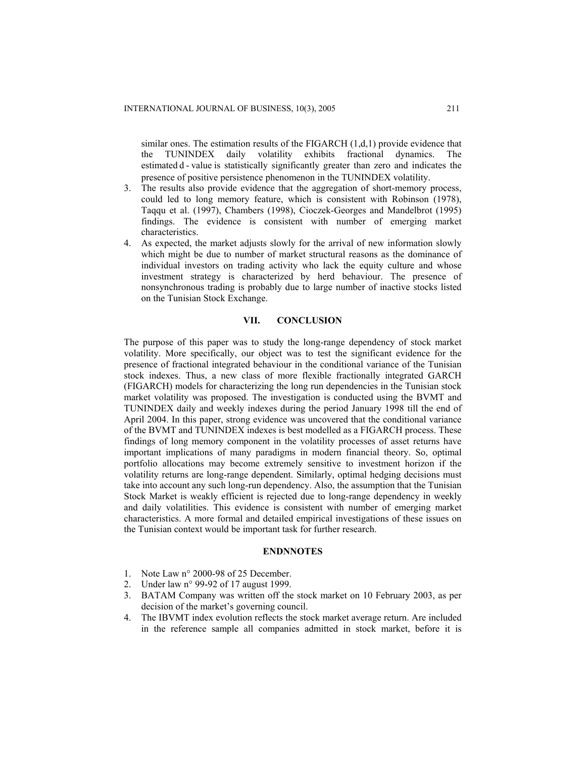similar ones. The estimation results of the FIGARCH (1,d,1) provide evidence that the TUNINDEX daily volatility exhibits fractional dynamics. The estimated d - value is statistically significantly greater than zero and indicates the presence of positive persistence phenomenon in the TUNINDEX volatility.

3. The results also provide evidence that the aggregation of short-memory process, could led to long memory feature, which is consistent with Robinson (1978), Taqqu et al. (1997), Chambers (1998), Cioczek-Georges and Mandelbrot (1995) findings. The evidence is consistent with number of emerging market characteristics.
4. As expected, the market adjusts slowly for the arrival of new information slowly which might be due to number of market structural reasons as the dominance of individual investors on trading activity who lack the equity culture and whose investment strategy is characterized by herd behaviour. The presence of nonsynchronous trading is probably due to large number of inactive stocks listed on the Tunisian Stock Exchange.

## VII. CONCLUSION

The purpose of this paper was to study the long-range dependency of stock market volatility. More specifically, our object was to test the significant evidence for the presence of fractional integrated behaviour in the conditional variance of the Tunisian stock indexes. Thus, a new class of more flexible fractionally integrated GARCH (FIGARCH) models for characterizing the long run dependencies in the Tunisian stock market volatility was proposed. The investigation is conducted using the BVMT and TUNINDEX daily and weekly indexes during the period January 1998 till the end of April 2004. In this paper, strong evidence was uncovered that the conditional variance of the BVMT and TUNINDEX indexes is best modelled as a FIGARCH process. These findings of long memory component in the volatility processes of asset returns have important implications of many paradigms in modern financial theory. So, optimal portfolio allocations may become extremely sensitive to investment horizon if the volatility returns are long-range dependent. Similarly, optimal hedging decisions must take into account any such long-run dependency. Also, the assumption that the Tunisian Stock Market is weakly efficient is rejected due to long-range dependency in weekly and daily volatilities. This evidence is consistent with number of emerging market characteristics. A more formal and detailed empirical investigations of these issues on the Tunisian context would be important task for further research.

## ENDNNOTES

1. Note Law n° 2000-98 of 25 December.
2. Under law n° 99-92 of 17 august 1999.
3. BATAM Company was written off the stock market on 10 February 2003, as per decision of the market's governing council.
4. The IBVMT index evolution reflects the stock market average return. Are included in the reference sample all companies admitted in stock market, before it is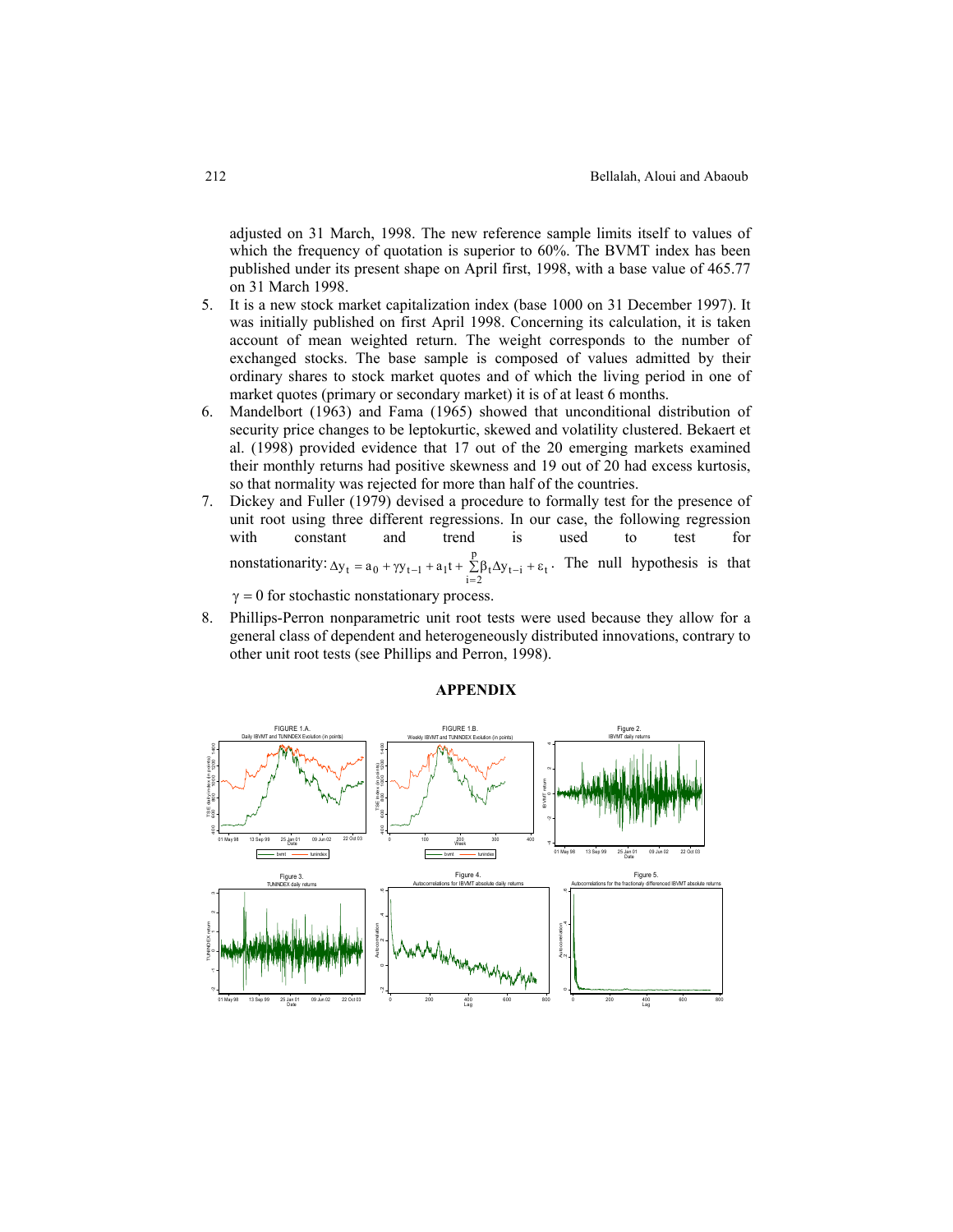adjusted on 31 March, 1998. The new reference sample limits itself to values of which the frequency of quotation is superior to 60%. The BVMT index has been published under its present shape on April first, 1998, with a base value of 465.77 on 31 March 1998.

5. It is a new stock market capitalization index (base 1000 on 31 December 1997). It was initially published on first April 1998. Concerning its calculation, it is taken account of mean weighted return. The weight corresponds to the number of exchanged stocks. The base sample is composed of values admitted by their ordinary shares to stock market quotes and of which the living period in one of market quotes (primary or secondary market) it is of at least 6 months.
6. Mandelbort (1963) and Fama (1965) showed that unconditional distribution of security price changes to be leptokurtic, skewed and volatility clustered. Bekaert et al. (1998) provided evidence that 17 out of the 20 emerging markets examined their monthly returns had positive skewness and 19 out of 20 had excess kurtosis, so that normality was rejected for more than half of the countries.
7. Dickey and Fuller (1979) devised a procedure to formally test for the presence of unit root using three different regressions. In our case, the following regression with constant and trend is used to test for nonstationarity: $\Delta y_t = a_0 + \gamma y_{t-1} + a_1 t + \sum_{i=2}^{p} \beta_t \Delta y_{t-i} + \varepsilon_t$. The null hypothesis is that $\gamma = 0$ for stochastic nonstationary process.
8. Phillips-Perron nonparametric unit root tests were used because they allow for a general class of dependent and heterogeneously distributed innovations, contrary to other unit root tests (see Phillips and Perron, 1998).

## APPENDIX

FIGURE 1.A. Daily IBVMT and TUNINDEX Evolution (in points)

FIGURE 1.B. Weekly IBVMT and TUNINDEX Evolution (in points)

Figure 2. IBVMT daily returns

Figure 3. TUNINDEX daily returns

Figure 4. Autocorrelations for IBVMT absolute daily returns

Figure 5. Autocorrelations for the fractionaly differenced IBVMT absolute returns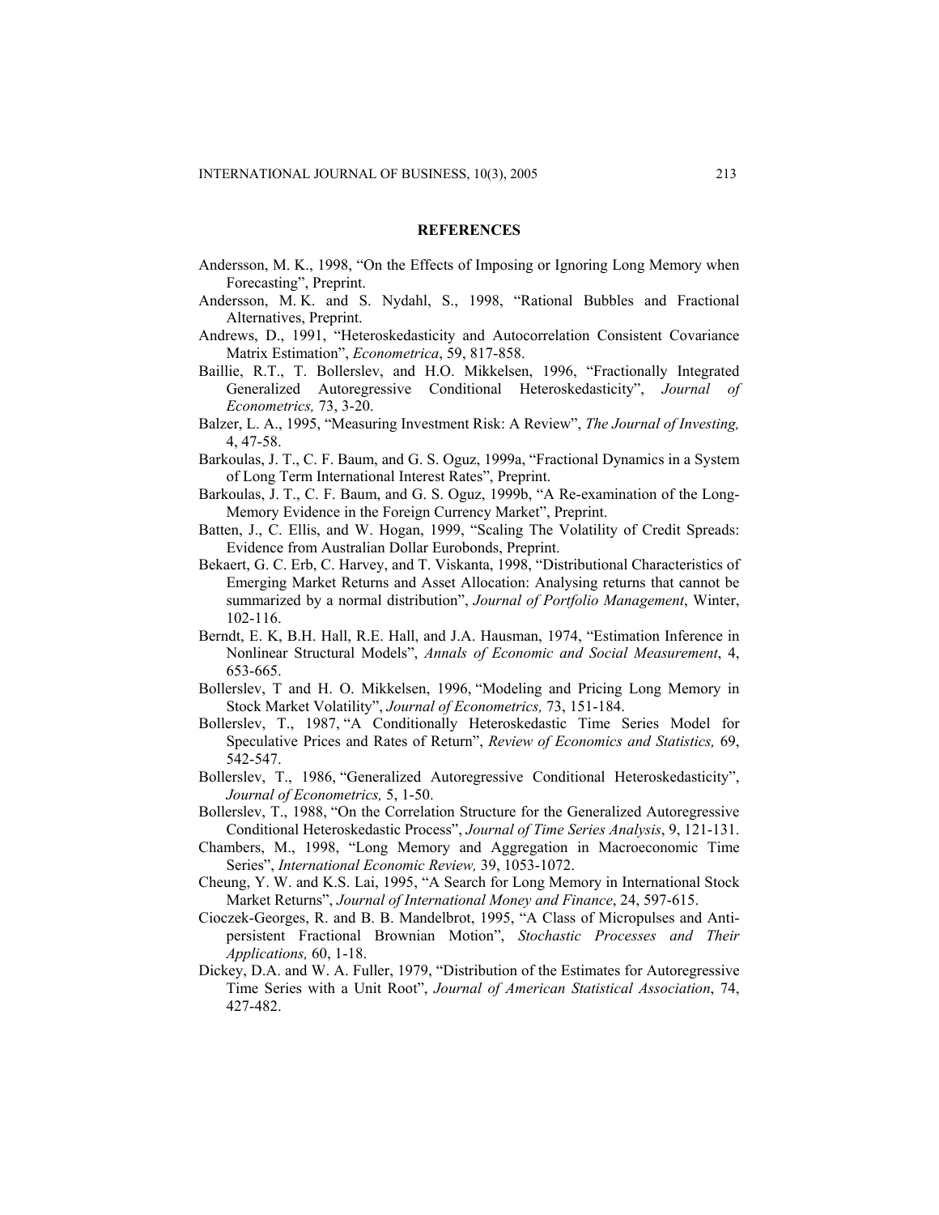## REFERENCES

Andersson, M. K., 1998, "On the Effects of Imposing or Ignoring Long Memory when Forecasting", Preprint.

Andersson, M. K. and S. Nydahl, S., 1998, "Rational Bubbles and Fractional Alternatives, Preprint.

Andrews, D., 1991, "Heteroskedasticity and Autocorrelation Consistent Covariance Matrix Estimation", *Econometrica*, 59, 817-858.

Baillie, R.T., T. Bollerslev, and H.O. Mikkelsen, 1996, "Fractionally Integrated Generalized Autoregressive Conditional Heteroskedasticity", *Journal of Econometrics,* 73, 3-20.

Balzer, L. A., 1995, "Measuring Investment Risk: A Review", *The Journal of Investing,* 4, 47-58.

Barkoulas, J. T., C. F. Baum, and G. S. Oguz, 1999a, "Fractional Dynamics in a System of Long Term International Interest Rates", Preprint.

Barkoulas, J. T., C. F. Baum, and G. S. Oguz, 1999b, "A Re-examination of the Long-Memory Evidence in the Foreign Currency Market", Preprint.

Batten, J., C. Ellis, and W. Hogan, 1999, "Scaling The Volatility of Credit Spreads: Evidence from Australian Dollar Eurobonds, Preprint.

Bekaert, G. C. Erb, C. Harvey, and T. Viskanta, 1998, "Distributional Characteristics of Emerging Market Returns and Asset Allocation: Analysing returns that cannot be summarized by a normal distribution", *Journal of Portfolio Management*, Winter, 102-116.

Berndt, E. K, B.H. Hall, R.E. Hall, and J.A. Hausman, 1974, "Estimation Inference in Nonlinear Structural Models", *Annals of Economic and Social Measurement*, 4, 653-665.

Bollerslev, T and H. O. Mikkelsen, 1996, "Modeling and Pricing Long Memory in Stock Market Volatility", *Journal of Econometrics,* 73, 151-184.

Bollerslev, T., 1987, "A Conditionally Heteroskedastic Time Series Model for Speculative Prices and Rates of Return", *Review of Economics and Statistics,* 69, 542-547.

Bollerslev, T., 1986, "Generalized Autoregressive Conditional Heteroskedasticity", *Journal of Econometrics,* 5, 1-50.

Bollerslev, T., 1988, "On the Correlation Structure for the Generalized Autoregressive Conditional Heteroskedastic Process", *Journal of Time Series Analysis*, 9, 121-131.

Chambers, M., 1998, "Long Memory and Aggregation in Macroeconomic Time Series", *International Economic Review,* 39, 1053-1072.

Cheung, Y. W. and K.S. Lai, 1995, "A Search for Long Memory in International Stock Market Returns", *Journal of International Money and Finance*, 24, 597-615.

Cioczek-Georges, R. and B. B. Mandelbrot, 1995, "A Class of Micropulses and Anti-persistent Fractional Brownian Motion", *Stochastic Processes and Their Applications,* 60, 1-18.

Dickey, D.A. and W. A. Fuller, 1979, "Distribution of the Estimates for Autoregressive Time Series with a Unit Root", *Journal of American Statistical Association*, 74, 427-482.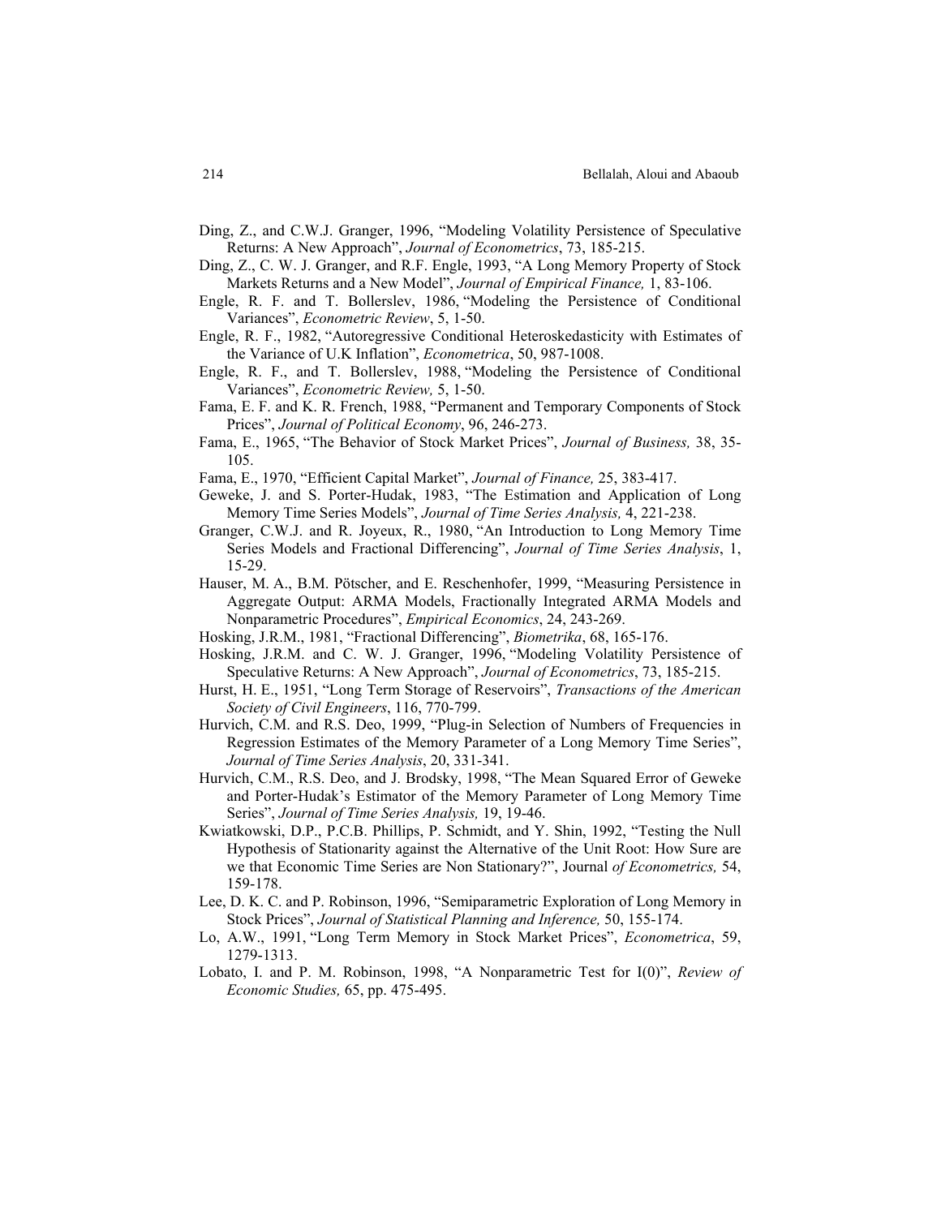Ding, Z., and C.W.J. Granger, 1996, "Modeling Volatility Persistence of Speculative Returns: A New Approach", *Journal of Econometrics*, 73, 185-215.

Ding, Z., C. W. J. Granger, and R.F. Engle, 1993, "A Long Memory Property of Stock Markets Returns and a New Model", *Journal of Empirical Finance,* 1, 83-106.

Engle, R. F. and T. Bollerslev, 1986, "Modeling the Persistence of Conditional Variances", *Econometric Review*, 5, 1-50.

Engle, R. F., 1982, "Autoregressive Conditional Heteroskedasticity with Estimates of the Variance of U.K Inflation", *Econometrica*, 50, 987-1008.

Engle, R. F., and T. Bollerslev, 1988, "Modeling the Persistence of Conditional Variances", *Econometric Review,* 5, 1-50.

Fama, E. F. and K. R. French, 1988, "Permanent and Temporary Components of Stock Prices", *Journal of Political Economy*, 96, 246-273.

Fama, E., 1965, "The Behavior of Stock Market Prices", *Journal of Business,* 38, 35-105.

Fama, E., 1970, "Efficient Capital Market", *Journal of Finance,* 25, 383-417.

Geweke, J. and S. Porter-Hudak, 1983, "The Estimation and Application of Long Memory Time Series Models", *Journal of Time Series Analysis,* 4, 221-238.

Granger, C.W.J. and R. Joyeux, R., 1980, "An Introduction to Long Memory Time Series Models and Fractional Differencing", *Journal of Time Series Analysis*, 1, 15-29.

Hauser, M. A., B.M. Pötscher, and E. Reschenhofer, 1999, "Measuring Persistence in Aggregate Output: ARMA Models, Fractionally Integrated ARMA Models and Nonparametric Procedures", *Empirical Economics*, 24, 243-269.

Hosking, J.R.M., 1981, "Fractional Differencing", *Biometrika*, 68, 165-176.

Hosking, J.R.M. and C. W. J. Granger, 1996, "Modeling Volatility Persistence of Speculative Returns: A New Approach", *Journal of Econometrics*, 73, 185-215.

Hurst, H. E., 1951, "Long Term Storage of Reservoirs", *Transactions of the American Society of Civil Engineers*, 116, 770-799.

Hurvich, C.M. and R.S. Deo, 1999, "Plug-in Selection of Numbers of Frequencies in Regression Estimates of the Memory Parameter of a Long Memory Time Series", *Journal of Time Series Analysis*, 20, 331-341.

Hurvich, C.M., R.S. Deo, and J. Brodsky, 1998, "The Mean Squared Error of Geweke and Porter-Hudak's Estimator of the Memory Parameter of Long Memory Time Series", *Journal of Time Series Analysis,* 19, 19-46.

Kwiatkowski, D.P., P.C.B. Phillips, P. Schmidt, and Y. Shin, 1992, "Testing the Null Hypothesis of Stationarity against the Alternative of the Unit Root: How Sure are we that Economic Time Series are Non Stationary?", Journal *of Econometrics,* 54, 159-178.

Lee, D. K. C. and P. Robinson, 1996, "Semiparametric Exploration of Long Memory in Stock Prices", *Journal of Statistical Planning and Inference,* 50, 155-174.

Lo, A.W., 1991, "Long Term Memory in Stock Market Prices", *Econometrica*, 59, 1279-1313.

Lobato, I. and P. M. Robinson, 1998, "A Nonparametric Test for I(0)", *Review of Economic Studies,* 65, pp. 475-495.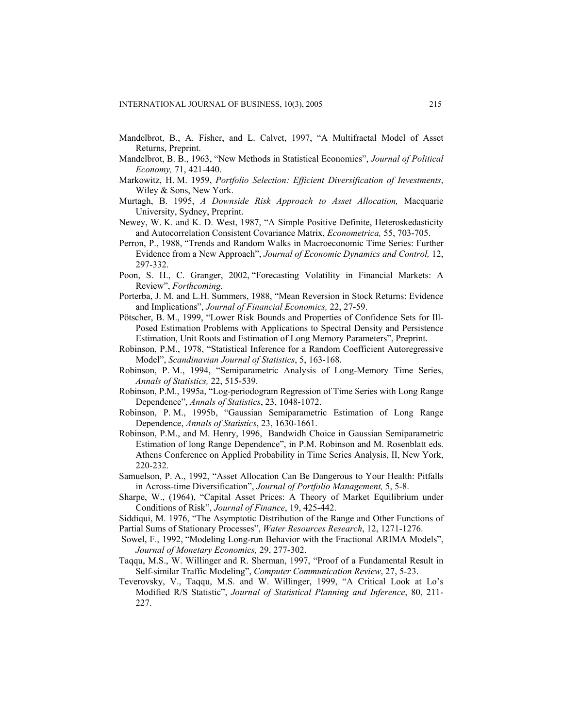Mandelbrot, B., A. Fisher, and L. Calvet, 1997, "A Multifractal Model of Asset Returns, Preprint.

Mandelbrot, B. B., 1963, "New Methods in Statistical Economics", *Journal of Political Economy,* 71, 421-440.

Markowitz, H. M. 1959, *Portfolio Selection: Efficient Diversification of Investments*, Wiley & Sons, New York.

Murtagh, B. 1995, *A Downside Risk Approach to Asset Allocation,* Macquarie University, Sydney, Preprint.

Newey, W. K. and K. D. West, 1987, "A Simple Positive Definite, Heteroskedasticity and Autocorrelation Consistent Covariance Matrix, *Econometrica,* 55, 703-705.

Perron, P., 1988, "Trends and Random Walks in Macroeconomic Time Series: Further Evidence from a New Approach", *Journal of Economic Dynamics and Control,* 12, 297-332.

Poon, S. H., C. Granger, 2002, "Forecasting Volatility in Financial Markets: A Review", *Forthcoming.*

Porterba, J. M. and L.H. Summers, 1988, "Mean Reversion in Stock Returns: Evidence and Implications", *Journal of Financial Economics,* 22, 27-59.

Pötscher, B. M., 1999, "Lower Risk Bounds and Properties of Confidence Sets for Ill-Posed Estimation Problems with Applications to Spectral Density and Persistence Estimation, Unit Roots and Estimation of Long Memory Parameters", Preprint.

Robinson, P.M., 1978, "Statistical Inference for a Random Coefficient Autoregressive Model", *Scandinavian Journal of Statistics*, 5, 163-168.

Robinson, P. M., 1994, "Semiparametric Analysis of Long-Memory Time Series, *Annals of Statistics,* 22, 515-539.

Robinson, P.M., 1995a, "Log-periodogram Regression of Time Series with Long Range Dependence", *Annals of Statistics*, 23, 1048-1072.

Robinson, P. M., 1995b, "Gaussian Semiparametric Estimation of Long Range Dependence, *Annals of Statistics*, 23, 1630-1661.

Robinson, P.M., and M. Henry, 1996, Bandwidh Choice in Gaussian Semiparametric Estimation of long Range Dependence", in P.M. Robinson and M. Rosenblatt eds. Athens Conference on Applied Probability in Time Series Analysis, II, New York, 220-232.

Samuelson, P. A., 1992, "Asset Allocation Can Be Dangerous to Your Health: Pitfalls in Across-time Diversification", *Journal of Portfolio Management,* 5, 5-8.

Sharpe, W., (1964), "Capital Asset Prices: A Theory of Market Equilibrium under Conditions of Risk", *Journal of Finance*, 19, 425-442.

Siddiqui, M. 1976, "The Asymptotic Distribution of the Range and Other Functions of Partial Sums of Stationary Processes", *Water Resources Research*, 12, 1271-1276.

Sowel, F., 1992, "Modeling Long-run Behavior with the Fractional ARIMA Models", *Journal of Monetary Economics,* 29, 277-302.

Taqqu, M.S., W. Willinger and R. Sherman, 1997, "Proof of a Fundamental Result in Self-similar Traffic Modeling", *Computer Communication Review*, 27, 5-23.

Teverovsky, V., Taqqu, M.S. and W. Willinger, 1999, "A Critical Look at Lo's Modified R/S Statistic", *Journal of Statistical Planning and Inference*, 80, 211-227.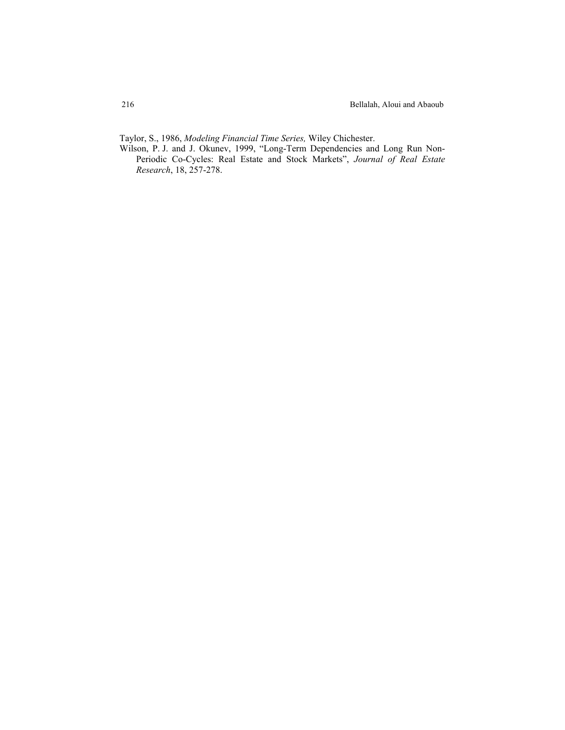Taylor, S., 1986, *Modeling Financial Time Series,* Wiley Chichester.

Wilson, P. J. and J. Okunev, 1999, "Long-Term Dependencies and Long Run Non-Periodic Co-Cycles: Real Estate and Stock Markets", *Journal of Real Estate Research*, 18, 257-278.